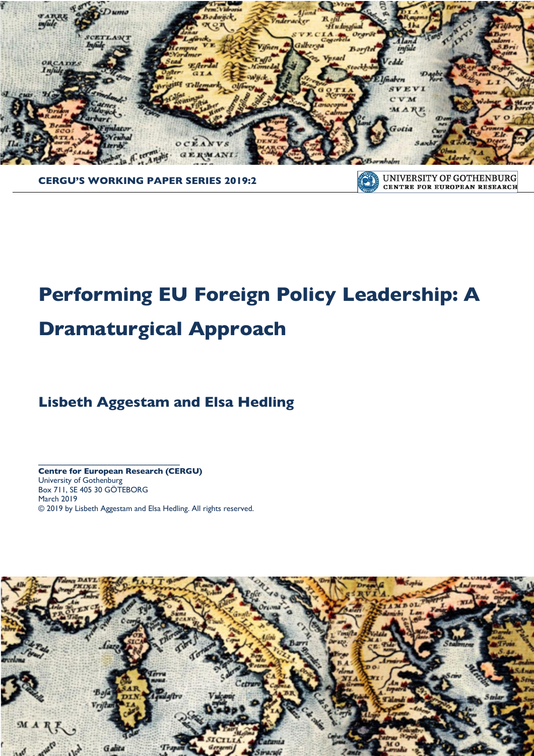CERGU'S WORKING PAPER SERIES 2019:2

UNIVERSITY OF GOTHENBURG
CENTRE FOR EUROPEAN RESEARCH

# Performing EU Foreign Policy Leadership: A Dramaturgical Approach

## Lisbeth Aggestam and Elsa Hedling

**Centre for European Research (CERGU)**
University of Gothenburg
Box 711, SE 405 30 GÖTEBORG
March 2019
© 2019 by Lisbeth Aggestam and Elsa Hedling. All rights reserved.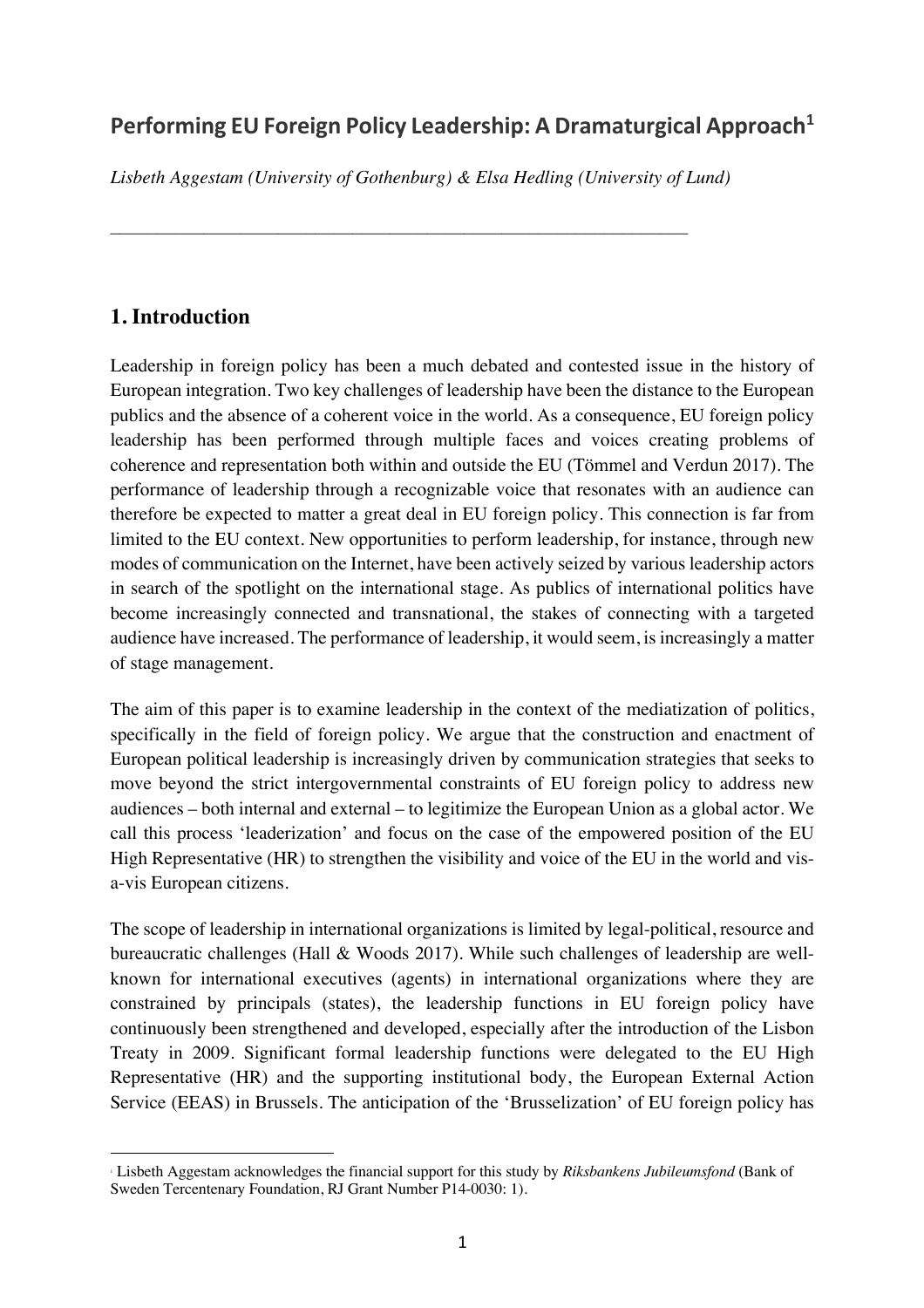## Performing EU Foreign Policy Leadership: A Dramaturgical Approach[1]

*Lisbeth Aggestam (University of Gothenburg) & Elsa Hedling (University of Lund)*

---

## 1. Introduction

Leadership in foreign policy has been a much debated and contested issue in the history of European integration. Two key challenges of leadership have been the distance to the European publics and the absence of a coherent voice in the world. As a consequence, EU foreign policy leadership has been performed through multiple faces and voices creating problems of coherence and representation both within and outside the EU (Tömmel and Verdun 2017). The performance of leadership through a recognizable voice that resonates with an audience can therefore be expected to matter a great deal in EU foreign policy. This connection is far from limited to the EU context. New opportunities to perform leadership, for instance, through new modes of communication on the Internet, have been actively seized by various leadership actors in search of the spotlight on the international stage. As publics of international politics have become increasingly connected and transnational, the stakes of connecting with a targeted audience have increased. The performance of leadership, it would seem, is increasingly a matter of stage management.

The aim of this paper is to examine leadership in the context of the mediatization of politics, specifically in the field of foreign policy. We argue that the construction and enactment of European political leadership is increasingly driven by communication strategies that seeks to move beyond the strict intergovernmental constraints of EU foreign policy to address new audiences – both internal and external – to legitimize the European Union as a global actor. We call this process 'leaderization' and focus on the case of the empowered position of the EU High Representative (HR) to strengthen the visibility and voice of the EU in the world and vis-a-vis European citizens.

The scope of leadership in international organizations is limited by legal-political, resource and bureaucratic challenges (Hall & Woods 2017). While such challenges of leadership are well-known for international executives (agents) in international organizations where they are constrained by principals (states), the leadership functions in EU foreign policy have continuously been strengthened and developed, especially after the introduction of the Lisbon Treaty in 2009. Significant formal leadership functions were delegated to the EU High Representative (HR) and the supporting institutional body, the European External Action Service (EEAS) in Brussels. The anticipation of the 'Brusselization' of EU foreign policy has

---

[1] Lisbeth Aggestam acknowledges the financial support for this study by *Riksbankens Jubileumsfond* (Bank of Sweden Tercentenary Foundation, RJ Grant Number P14-0030: 1).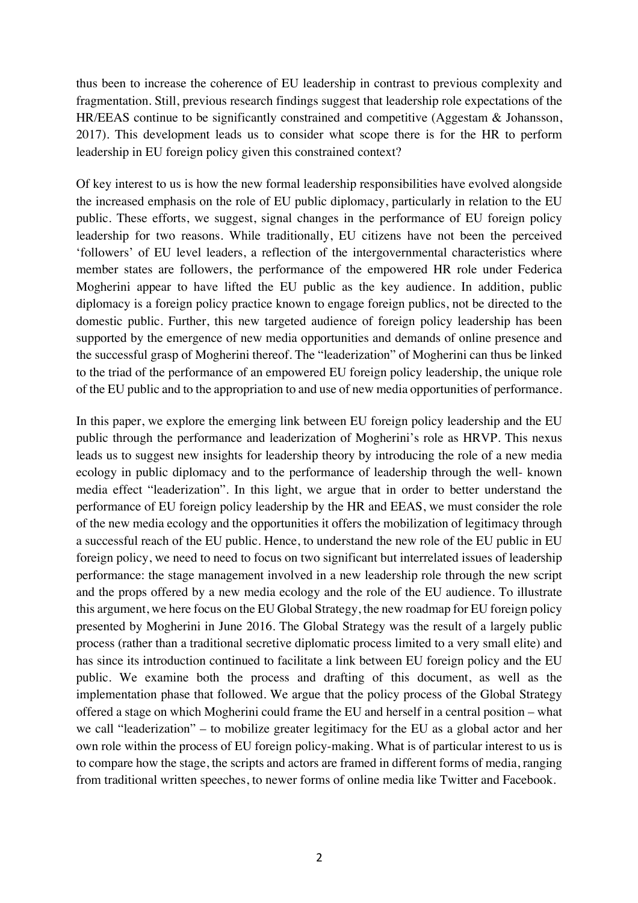thus been to increase the coherence of EU leadership in contrast to previous complexity and fragmentation. Still, previous research findings suggest that leadership role expectations of the HR/EEAS continue to be significantly constrained and competitive (Aggestam & Johansson, 2017). This development leads us to consider what scope there is for the HR to perform leadership in EU foreign policy given this constrained context?

Of key interest to us is how the new formal leadership responsibilities have evolved alongside the increased emphasis on the role of EU public diplomacy, particularly in relation to the EU public. These efforts, we suggest, signal changes in the performance of EU foreign policy leadership for two reasons. While traditionally, EU citizens have not been the perceived 'followers' of EU level leaders, a reflection of the intergovernmental characteristics where member states are followers, the performance of the empowered HR role under Federica Mogherini appear to have lifted the EU public as the key audience. In addition, public diplomacy is a foreign policy practice known to engage foreign publics, not be directed to the domestic public. Further, this new targeted audience of foreign policy leadership has been supported by the emergence of new media opportunities and demands of online presence and the successful grasp of Mogherini thereof. The "leaderization" of Mogherini can thus be linked to the triad of the performance of an empowered EU foreign policy leadership, the unique role of the EU public and to the appropriation to and use of new media opportunities of performance.

In this paper, we explore the emerging link between EU foreign policy leadership and the EU public through the performance and leaderization of Mogherini's role as HRVP. This nexus leads us to suggest new insights for leadership theory by introducing the role of a new media ecology in public diplomacy and to the performance of leadership through the well- known media effect "leaderization". In this light, we argue that in order to better understand the performance of EU foreign policy leadership by the HR and EEAS, we must consider the role of the new media ecology and the opportunities it offers the mobilization of legitimacy through a successful reach of the EU public. Hence, to understand the new role of the EU public in EU foreign policy, we need to need to focus on two significant but interrelated issues of leadership performance: the stage management involved in a new leadership role through the new script and the props offered by a new media ecology and the role of the EU audience. To illustrate this argument, we here focus on the EU Global Strategy, the new roadmap for EU foreign policy presented by Mogherini in June 2016. The Global Strategy was the result of a largely public process (rather than a traditional secretive diplomatic process limited to a very small elite) and has since its introduction continued to facilitate a link between EU foreign policy and the EU public. We examine both the process and drafting of this document, as well as the implementation phase that followed. We argue that the policy process of the Global Strategy offered a stage on which Mogherini could frame the EU and herself in a central position – what we call "leaderization" – to mobilize greater legitimacy for the EU as a global actor and her own role within the process of EU foreign policy-making. What is of particular interest to us is to compare how the stage, the scripts and actors are framed in different forms of media, ranging from traditional written speeches, to newer forms of online media like Twitter and Facebook.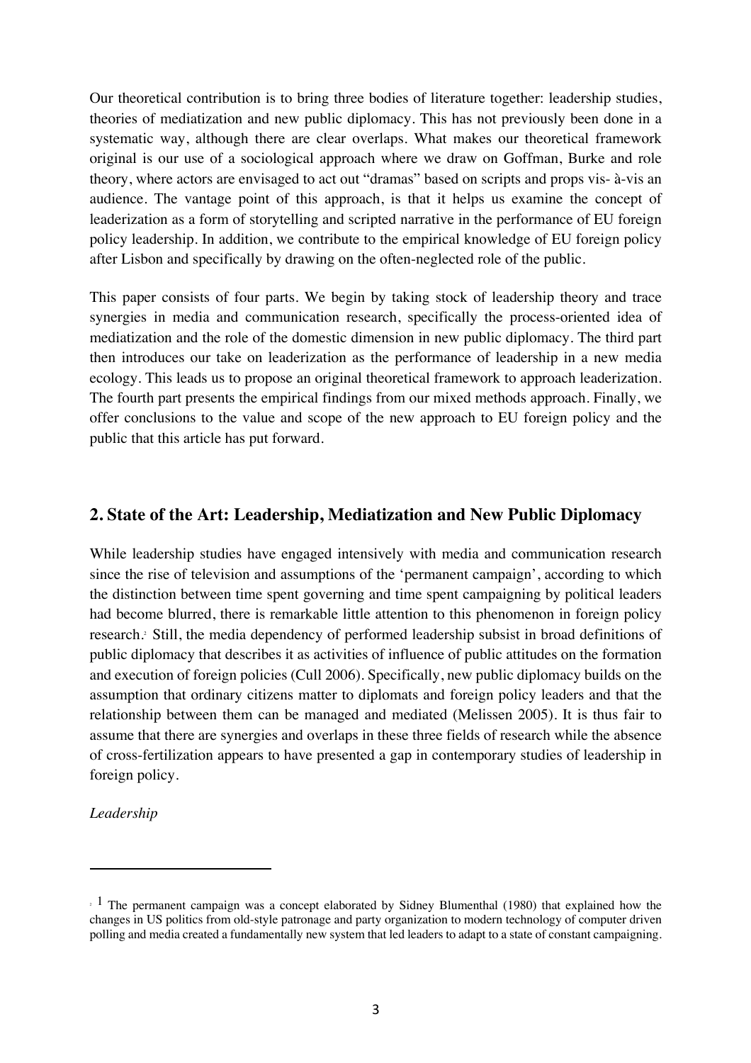Our theoretical contribution is to bring three bodies of literature together: leadership studies, theories of mediatization and new public diplomacy. This has not previously been done in a systematic way, although there are clear overlaps. What makes our theoretical framework original is our use of a sociological approach where we draw on Goffman, Burke and role theory, where actors are envisaged to act out "dramas" based on scripts and props vis- à-vis an audience. The vantage point of this approach, is that it helps us examine the concept of leaderization as a form of storytelling and scripted narrative in the performance of EU foreign policy leadership. In addition, we contribute to the empirical knowledge of EU foreign policy after Lisbon and specifically by drawing on the often-neglected role of the public.

This paper consists of four parts. We begin by taking stock of leadership theory and trace synergies in media and communication research, specifically the process-oriented idea of mediatization and the role of the domestic dimension in new public diplomacy. The third part then introduces our take on leaderization as the performance of leadership in a new media ecology. This leads us to propose an original theoretical framework to approach leaderization. The fourth part presents the empirical findings from our mixed methods approach. Finally, we offer conclusions to the value and scope of the new approach to EU foreign policy and the public that this article has put forward.

## 2. State of the Art: Leadership, Mediatization and New Public Diplomacy

While leadership studies have engaged intensively with media and communication research since the rise of television and assumptions of the 'permanent campaign', according to which the distinction between time spent governing and time spent campaigning by political leaders had become blurred, there is remarkable little attention to this phenomenon in foreign policy research.[2] Still, the media dependency of performed leadership subsist in broad definitions of public diplomacy that describes it as activities of influence of public attitudes on the formation and execution of foreign policies (Cull 2006). Specifically, new public diplomacy builds on the assumption that ordinary citizens matter to diplomats and foreign policy leaders and that the relationship between them can be managed and mediated (Melissen 2005). It is thus fair to assume that there are synergies and overlaps in these three fields of research while the absence of cross-fertilization appears to have presented a gap in contemporary studies of leadership in foreign policy.

*Leadership*

---

[2] 1 The permanent campaign was a concept elaborated by Sidney Blumenthal (1980) that explained how the changes in US politics from old-style patronage and party organization to modern technology of computer driven polling and media created a fundamentally new system that led leaders to adapt to a state of constant campaigning.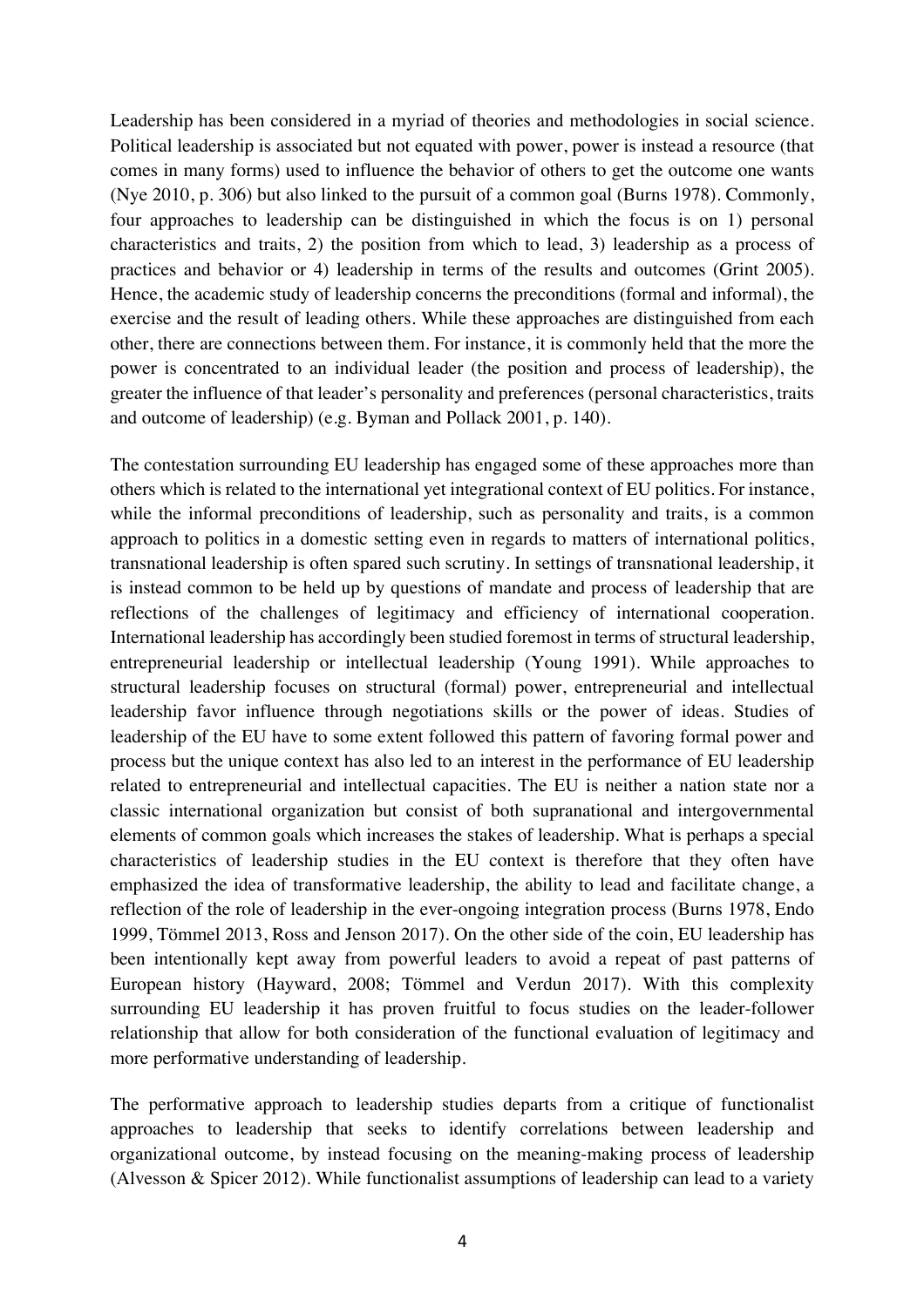Leadership has been considered in a myriad of theories and methodologies in social science. Political leadership is associated but not equated with power, power is instead a resource (that comes in many forms) used to influence the behavior of others to get the outcome one wants (Nye 2010, p. 306) but also linked to the pursuit of a common goal (Burns 1978). Commonly, four approaches to leadership can be distinguished in which the focus is on 1) personal characteristics and traits, 2) the position from which to lead, 3) leadership as a process of practices and behavior or 4) leadership in terms of the results and outcomes (Grint 2005). Hence, the academic study of leadership concerns the preconditions (formal and informal), the exercise and the result of leading others. While these approaches are distinguished from each other, there are connections between them. For instance, it is commonly held that the more the power is concentrated to an individual leader (the position and process of leadership), the greater the influence of that leader's personality and preferences (personal characteristics, traits and outcome of leadership) (e.g. Byman and Pollack 2001, p. 140).

The contestation surrounding EU leadership has engaged some of these approaches more than others which is related to the international yet integrational context of EU politics. For instance, while the informal preconditions of leadership, such as personality and traits, is a common approach to politics in a domestic setting even in regards to matters of international politics, transnational leadership is often spared such scrutiny. In settings of transnational leadership, it is instead common to be held up by questions of mandate and process of leadership that are reflections of the challenges of legitimacy and efficiency of international cooperation. International leadership has accordingly been studied foremost in terms of structural leadership, entrepreneurial leadership or intellectual leadership (Young 1991). While approaches to structural leadership focuses on structural (formal) power, entrepreneurial and intellectual leadership favor influence through negotiations skills or the power of ideas. Studies of leadership of the EU have to some extent followed this pattern of favoring formal power and process but the unique context has also led to an interest in the performance of EU leadership related to entrepreneurial and intellectual capacities. The EU is neither a nation state nor a classic international organization but consist of both supranational and intergovernmental elements of common goals which increases the stakes of leadership. What is perhaps a special characteristics of leadership studies in the EU context is therefore that they often have emphasized the idea of transformative leadership, the ability to lead and facilitate change, a reflection of the role of leadership in the ever-ongoing integration process (Burns 1978, Endo 1999, Tömmel 2013, Ross and Jenson 2017). On the other side of the coin, EU leadership has been intentionally kept away from powerful leaders to avoid a repeat of past patterns of European history (Hayward, 2008; Tömmel and Verdun 2017). With this complexity surrounding EU leadership it has proven fruitful to focus studies on the leader-follower relationship that allow for both consideration of the functional evaluation of legitimacy and more performative understanding of leadership.

The performative approach to leadership studies departs from a critique of functionalist approaches to leadership that seeks to identify correlations between leadership and organizational outcome, by instead focusing on the meaning-making process of leadership (Alvesson & Spicer 2012). While functionalist assumptions of leadership can lead to a variety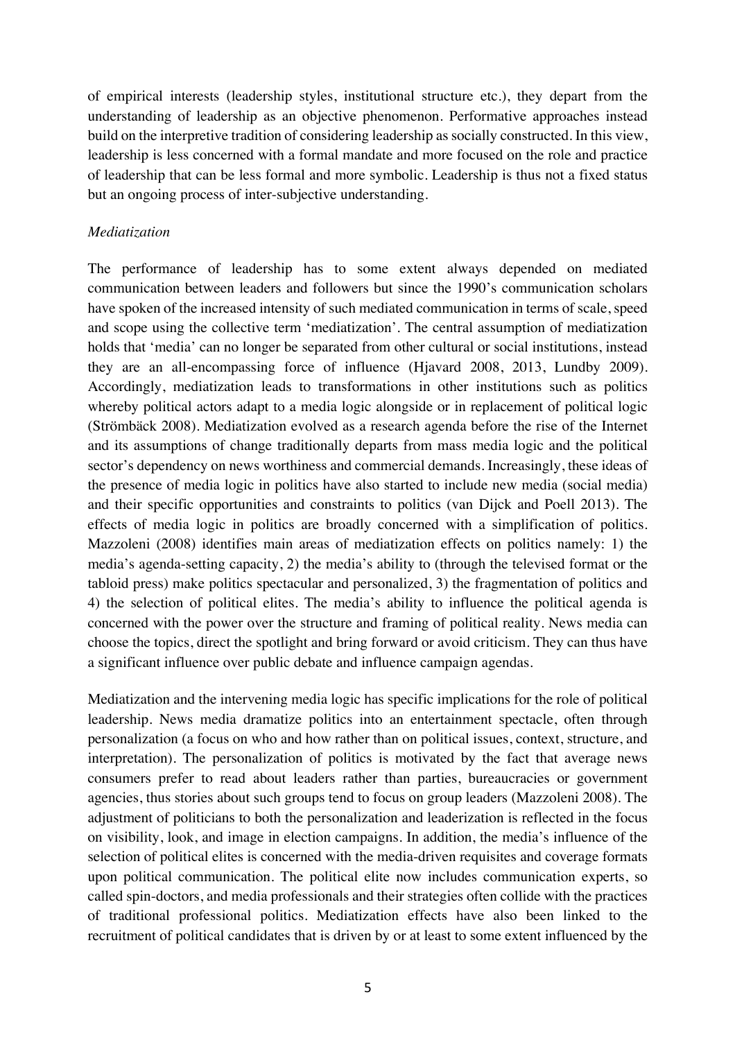of empirical interests (leadership styles, institutional structure etc.), they depart from the understanding of leadership as an objective phenomenon. Performative approaches instead build on the interpretive tradition of considering leadership as socially constructed. In this view, leadership is less concerned with a formal mandate and more focused on the role and practice of leadership that can be less formal and more symbolic. Leadership is thus not a fixed status but an ongoing process of inter-subjective understanding.

*Mediatization*

The performance of leadership has to some extent always depended on mediated communication between leaders and followers but since the 1990's communication scholars have spoken of the increased intensity of such mediated communication in terms of scale, speed and scope using the collective term 'mediatization'. The central assumption of mediatization holds that 'media' can no longer be separated from other cultural or social institutions, instead they are an all-encompassing force of influence (Hjavard 2008, 2013, Lundby 2009). Accordingly, mediatization leads to transformations in other institutions such as politics whereby political actors adapt to a media logic alongside or in replacement of political logic (Strömbäck 2008). Mediatization evolved as a research agenda before the rise of the Internet and its assumptions of change traditionally departs from mass media logic and the political sector's dependency on news worthiness and commercial demands. Increasingly, these ideas of the presence of media logic in politics have also started to include new media (social media) and their specific opportunities and constraints to politics (van Dijck and Poell 2013). The effects of media logic in politics are broadly concerned with a simplification of politics. Mazzoleni (2008) identifies main areas of mediatization effects on politics namely: 1) the media's agenda-setting capacity, 2) the media's ability to (through the televised format or the tabloid press) make politics spectacular and personalized, 3) the fragmentation of politics and 4) the selection of political elites. The media's ability to influence the political agenda is concerned with the power over the structure and framing of political reality. News media can choose the topics, direct the spotlight and bring forward or avoid criticism. They can thus have a significant influence over public debate and influence campaign agendas.

Mediatization and the intervening media logic has specific implications for the role of political leadership. News media dramatize politics into an entertainment spectacle, often through personalization (a focus on who and how rather than on political issues, context, structure, and interpretation). The personalization of politics is motivated by the fact that average news consumers prefer to read about leaders rather than parties, bureaucracies or government agencies, thus stories about such groups tend to focus on group leaders (Mazzoleni 2008). The adjustment of politicians to both the personalization and leaderization is reflected in the focus on visibility, look, and image in election campaigns. In addition, the media's influence of the selection of political elites is concerned with the media-driven requisites and coverage formats upon political communication. The political elite now includes communication experts, so called spin-doctors, and media professionals and their strategies often collide with the practices of traditional professional politics. Mediatization effects have also been linked to the recruitment of political candidates that is driven by or at least to some extent influenced by the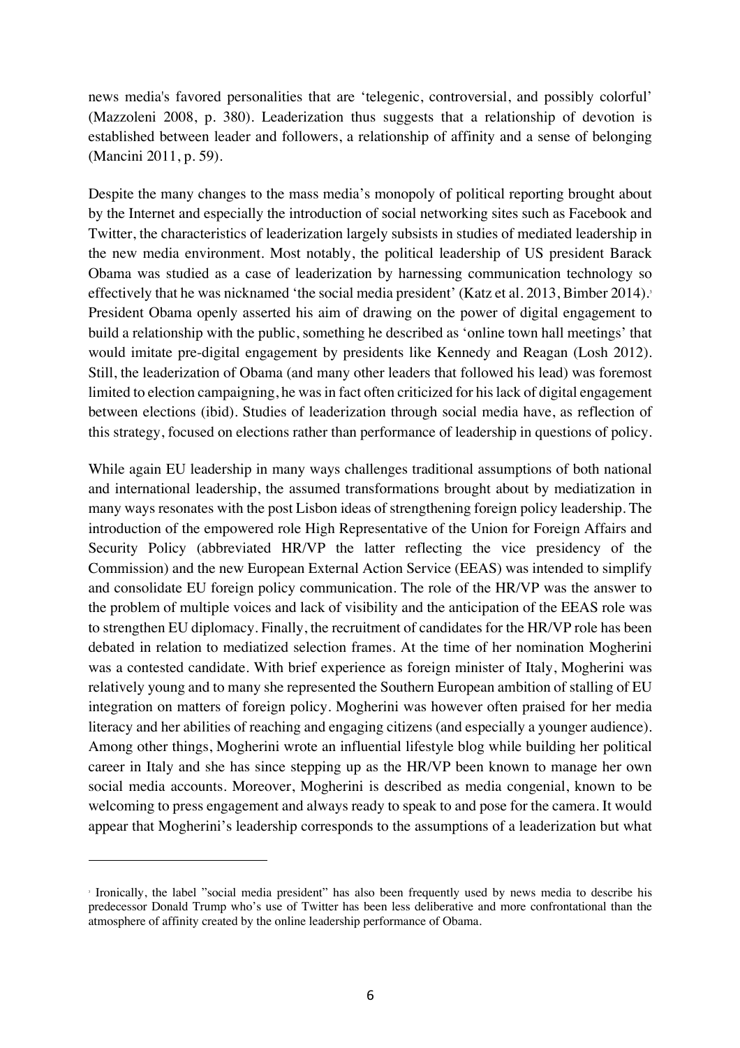news media's favored personalities that are 'telegenic, controversial, and possibly colorful' (Mazzoleni 2008, p. 380). Leaderization thus suggests that a relationship of devotion is established between leader and followers, a relationship of affinity and a sense of belonging (Mancini 2011, p. 59).

Despite the many changes to the mass media's monopoly of political reporting brought about by the Internet and especially the introduction of social networking sites such as Facebook and Twitter, the characteristics of leaderization largely subsists in studies of mediated leadership in the new media environment. Most notably, the political leadership of US president Barack Obama was studied as a case of leaderization by harnessing communication technology so effectively that he was nicknamed 'the social media president' (Katz et al. 2013, Bimber 2014).[3] President Obama openly asserted his aim of drawing on the power of digital engagement to build a relationship with the public, something he described as 'online town hall meetings' that would imitate pre-digital engagement by presidents like Kennedy and Reagan (Losh 2012). Still, the leaderization of Obama (and many other leaders that followed his lead) was foremost limited to election campaigning, he was in fact often criticized for his lack of digital engagement between elections (ibid). Studies of leaderization through social media have, as reflection of this strategy, focused on elections rather than performance of leadership in questions of policy.

While again EU leadership in many ways challenges traditional assumptions of both national and international leadership, the assumed transformations brought about by mediatization in many ways resonates with the post Lisbon ideas of strengthening foreign policy leadership. The introduction of the empowered role High Representative of the Union for Foreign Affairs and Security Policy (abbreviated HR/VP the latter reflecting the vice presidency of the Commission) and the new European External Action Service (EEAS) was intended to simplify and consolidate EU foreign policy communication. The role of the HR/VP was the answer to the problem of multiple voices and lack of visibility and the anticipation of the EEAS role was to strengthen EU diplomacy. Finally, the recruitment of candidates for the HR/VP role has been debated in relation to mediatized selection frames. At the time of her nomination Mogherini was a contested candidate. With brief experience as foreign minister of Italy, Mogherini was relatively young and to many she represented the Southern European ambition of stalling of EU integration on matters of foreign policy. Mogherini was however often praised for her media literacy and her abilities of reaching and engaging citizens (and especially a younger audience). Among other things, Mogherini wrote an influential lifestyle blog while building her political career in Italy and she has since stepping up as the HR/VP been known to manage her own social media accounts. Moreover, Mogherini is described as media congenial, known to be welcoming to press engagement and always ready to speak to and pose for the camera. It would appear that Mogherini's leadership corresponds to the assumptions of a leaderization but what

---

[3] Ironically, the label "social media president" has also been frequently used by news media to describe his predecessor Donald Trump who's use of Twitter has been less deliberative and more confrontational than the atmosphere of affinity created by the online leadership performance of Obama.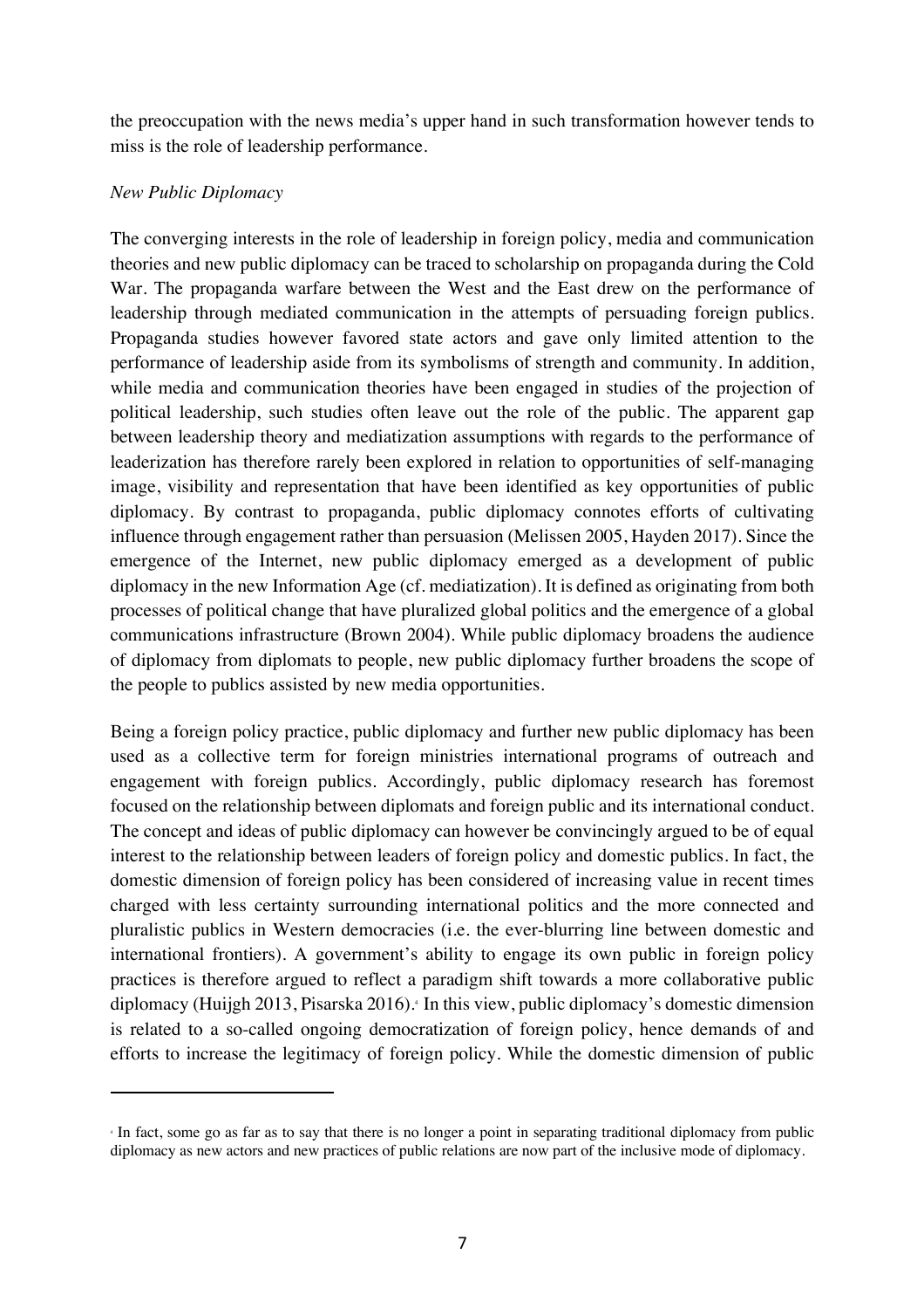the preoccupation with the news media's upper hand in such transformation however tends to miss is the role of leadership performance.

*New Public Diplomacy*

The converging interests in the role of leadership in foreign policy, media and communication theories and new public diplomacy can be traced to scholarship on propaganda during the Cold War. The propaganda warfare between the West and the East drew on the performance of leadership through mediated communication in the attempts of persuading foreign publics. Propaganda studies however favored state actors and gave only limited attention to the performance of leadership aside from its symbolisms of strength and community. In addition, while media and communication theories have been engaged in studies of the projection of political leadership, such studies often leave out the role of the public. The apparent gap between leadership theory and mediatization assumptions with regards to the performance of leaderization has therefore rarely been explored in relation to opportunities of self-managing image, visibility and representation that have been identified as key opportunities of public diplomacy. By contrast to propaganda, public diplomacy connotes efforts of cultivating influence through engagement rather than persuasion (Melissen 2005, Hayden 2017). Since the emergence of the Internet, new public diplomacy emerged as a development of public diplomacy in the new Information Age (cf. mediatization). It is defined as originating from both processes of political change that have pluralized global politics and the emergence of a global communications infrastructure (Brown 2004). While public diplomacy broadens the audience of diplomacy from diplomats to people, new public diplomacy further broadens the scope of the people to publics assisted by new media opportunities.

Being a foreign policy practice, public diplomacy and further new public diplomacy has been used as a collective term for foreign ministries international programs of outreach and engagement with foreign publics. Accordingly, public diplomacy research has foremost focused on the relationship between diplomats and foreign public and its international conduct. The concept and ideas of public diplomacy can however be convincingly argued to be of equal interest to the relationship between leaders of foreign policy and domestic publics. In fact, the domestic dimension of foreign policy has been considered of increasing value in recent times charged with less certainty surrounding international politics and the more connected and pluralistic publics in Western democracies (i.e. the ever-blurring line between domestic and international frontiers). A government's ability to engage its own public in foreign policy practices is therefore argued to reflect a paradigm shift towards a more collaborative public diplomacy (Huijgh 2013, Pisarska 2016).[4] In this view, public diplomacy's domestic dimension is related to a so-called ongoing democratization of foreign policy, hence demands of and efforts to increase the legitimacy of foreign policy. While the domestic dimension of public

---

[4] In fact, some go as far as to say that there is no longer a point in separating traditional diplomacy from public diplomacy as new actors and new practices of public relations are now part of the inclusive mode of diplomacy.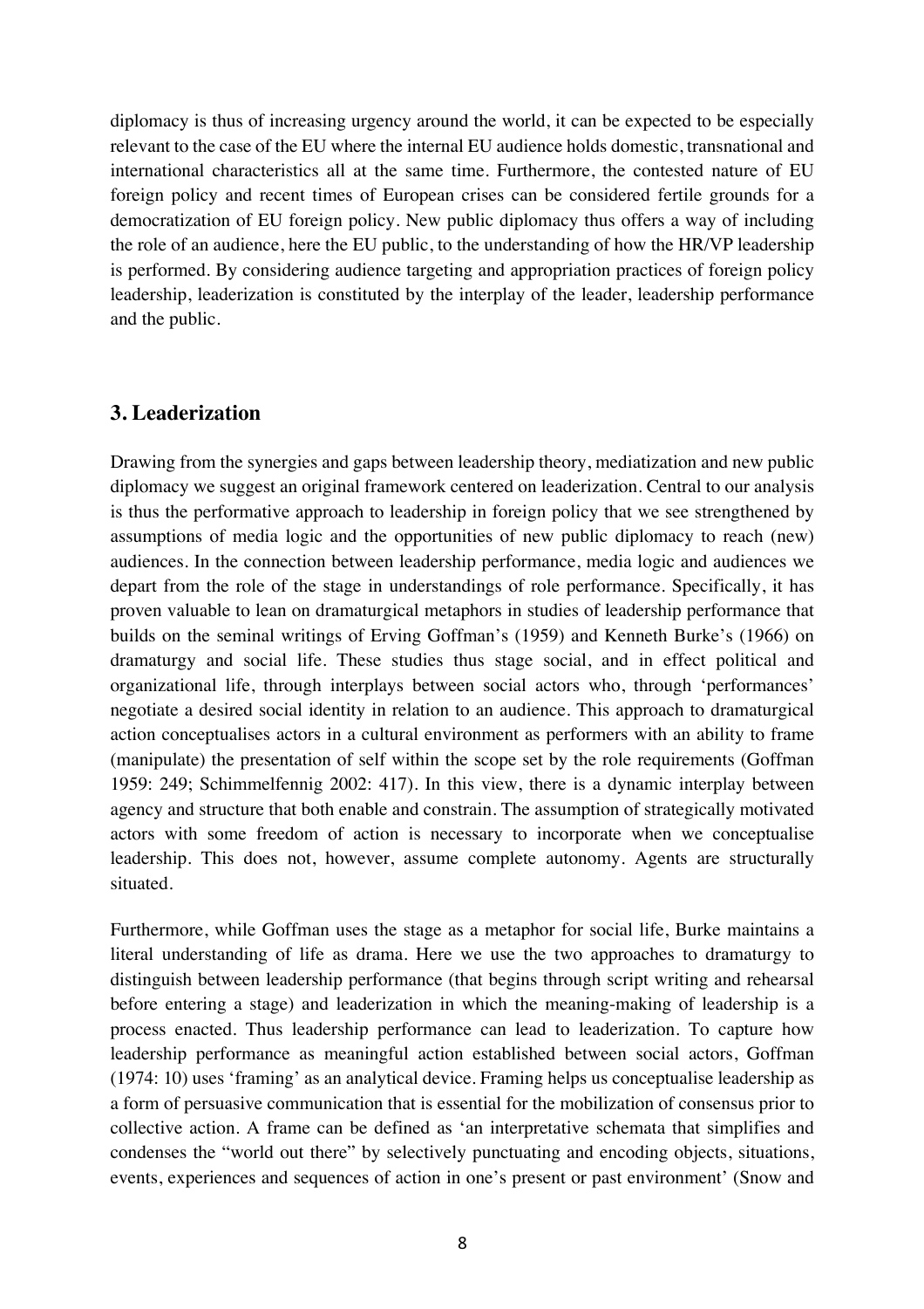diplomacy is thus of increasing urgency around the world, it can be expected to be especially relevant to the case of the EU where the internal EU audience holds domestic, transnational and international characteristics all at the same time. Furthermore, the contested nature of EU foreign policy and recent times of European crises can be considered fertile grounds for a democratization of EU foreign policy. New public diplomacy thus offers a way of including the role of an audience, here the EU public, to the understanding of how the HR/VP leadership is performed. By considering audience targeting and appropriation practices of foreign policy leadership, leaderization is constituted by the interplay of the leader, leadership performance and the public.

## 3. Leaderization

Drawing from the synergies and gaps between leadership theory, mediatization and new public diplomacy we suggest an original framework centered on leaderization. Central to our analysis is thus the performative approach to leadership in foreign policy that we see strengthened by assumptions of media logic and the opportunities of new public diplomacy to reach (new) audiences. In the connection between leadership performance, media logic and audiences we depart from the role of the stage in understandings of role performance. Specifically, it has proven valuable to lean on dramaturgical metaphors in studies of leadership performance that builds on the seminal writings of Erving Goffman's (1959) and Kenneth Burke's (1966) on dramaturgy and social life. These studies thus stage social, and in effect political and organizational life, through interplays between social actors who, through 'performances' negotiate a desired social identity in relation to an audience. This approach to dramaturgical action conceptualises actors in a cultural environment as performers with an ability to frame (manipulate) the presentation of self within the scope set by the role requirements (Goffman 1959: 249; Schimmelfennig 2002: 417). In this view, there is a dynamic interplay between agency and structure that both enable and constrain. The assumption of strategically motivated actors with some freedom of action is necessary to incorporate when we conceptualise leadership. This does not, however, assume complete autonomy. Agents are structurally situated.

Furthermore, while Goffman uses the stage as a metaphor for social life, Burke maintains a literal understanding of life as drama. Here we use the two approaches to dramaturgy to distinguish between leadership performance (that begins through script writing and rehearsal before entering a stage) and leaderization in which the meaning-making of leadership is a process enacted. Thus leadership performance can lead to leaderization. To capture how leadership performance as meaningful action established between social actors, Goffman (1974: 10) uses 'framing' as an analytical device. Framing helps us conceptualise leadership as a form of persuasive communication that is essential for the mobilization of consensus prior to collective action. A frame can be defined as 'an interpretative schemata that simplifies and condenses the "world out there" by selectively punctuating and encoding objects, situations, events, experiences and sequences of action in one's present or past environment' (Snow and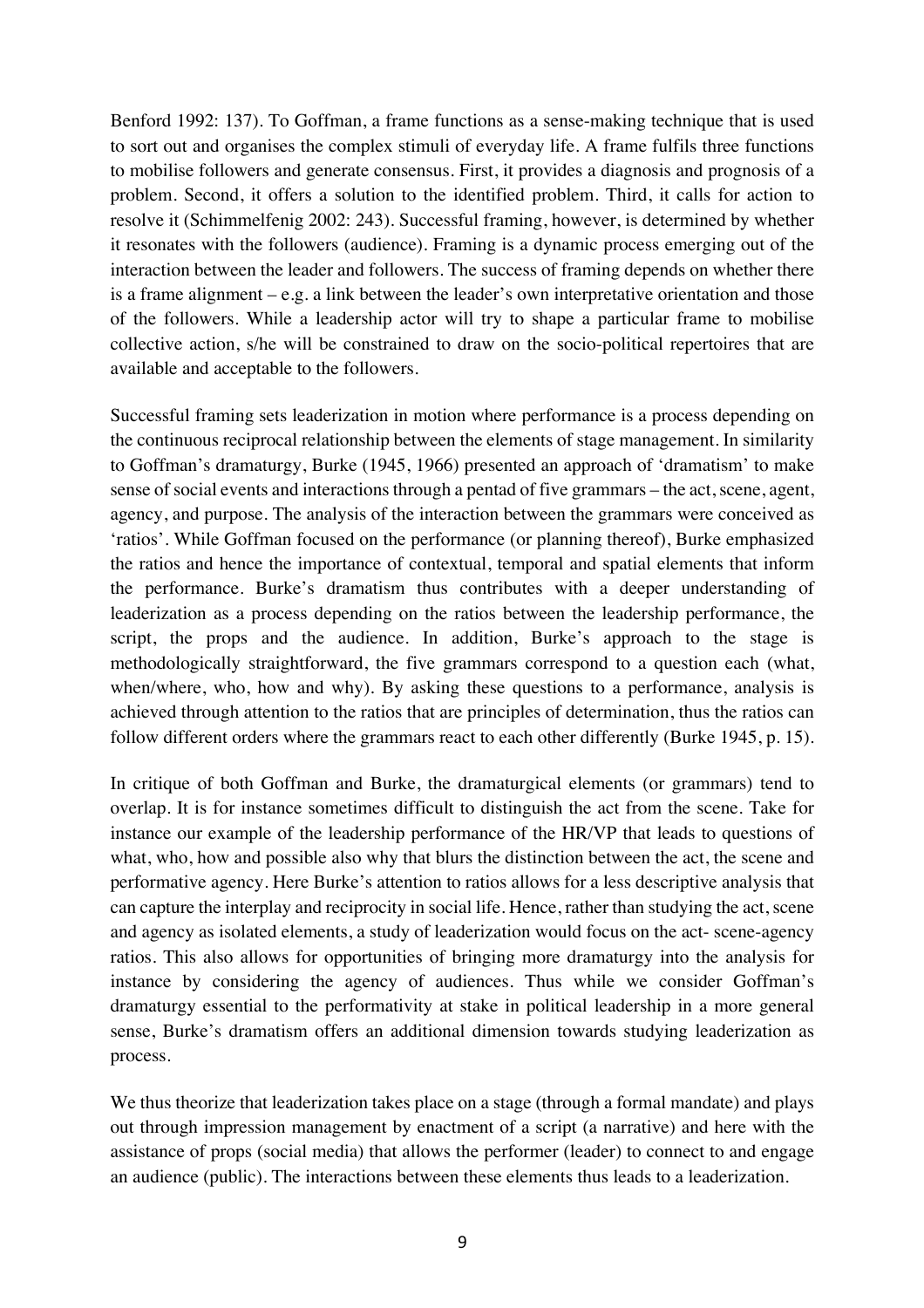Benford 1992: 137). To Goffman, a frame functions as a sense-making technique that is used to sort out and organises the complex stimuli of everyday life. A frame fulfils three functions to mobilise followers and generate consensus. First, it provides a diagnosis and prognosis of a problem. Second, it offers a solution to the identified problem. Third, it calls for action to resolve it (Schimmelfenig 2002: 243). Successful framing, however, is determined by whether it resonates with the followers (audience). Framing is a dynamic process emerging out of the interaction between the leader and followers. The success of framing depends on whether there is a frame alignment – e.g. a link between the leader's own interpretative orientation and those of the followers. While a leadership actor will try to shape a particular frame to mobilise collective action, s/he will be constrained to draw on the socio-political repertoires that are available and acceptable to the followers.

Successful framing sets leaderization in motion where performance is a process depending on the continuous reciprocal relationship between the elements of stage management. In similarity to Goffman's dramaturgy, Burke (1945, 1966) presented an approach of 'dramatism' to make sense of social events and interactions through a pentad of five grammars – the act, scene, agent, agency, and purpose. The analysis of the interaction between the grammars were conceived as 'ratios'. While Goffman focused on the performance (or planning thereof), Burke emphasized the ratios and hence the importance of contextual, temporal and spatial elements that inform the performance. Burke's dramatism thus contributes with a deeper understanding of leaderization as a process depending on the ratios between the leadership performance, the script, the props and the audience. In addition, Burke's approach to the stage is methodologically straightforward, the five grammars correspond to a question each (what, when/where, who, how and why). By asking these questions to a performance, analysis is achieved through attention to the ratios that are principles of determination, thus the ratios can follow different orders where the grammars react to each other differently (Burke 1945, p. 15).

In critique of both Goffman and Burke, the dramaturgical elements (or grammars) tend to overlap. It is for instance sometimes difficult to distinguish the act from the scene. Take for instance our example of the leadership performance of the HR/VP that leads to questions of what, who, how and possible also why that blurs the distinction between the act, the scene and performative agency. Here Burke's attention to ratios allows for a less descriptive analysis that can capture the interplay and reciprocity in social life. Hence, rather than studying the act, scene and agency as isolated elements, a study of leaderization would focus on the act- scene-agency ratios. This also allows for opportunities of bringing more dramaturgy into the analysis for instance by considering the agency of audiences. Thus while we consider Goffman's dramaturgy essential to the performativity at stake in political leadership in a more general sense, Burke's dramatism offers an additional dimension towards studying leaderization as process.

We thus theorize that leaderization takes place on a stage (through a formal mandate) and plays out through impression management by enactment of a script (a narrative) and here with the assistance of props (social media) that allows the performer (leader) to connect to and engage an audience (public). The interactions between these elements thus leads to a leaderization.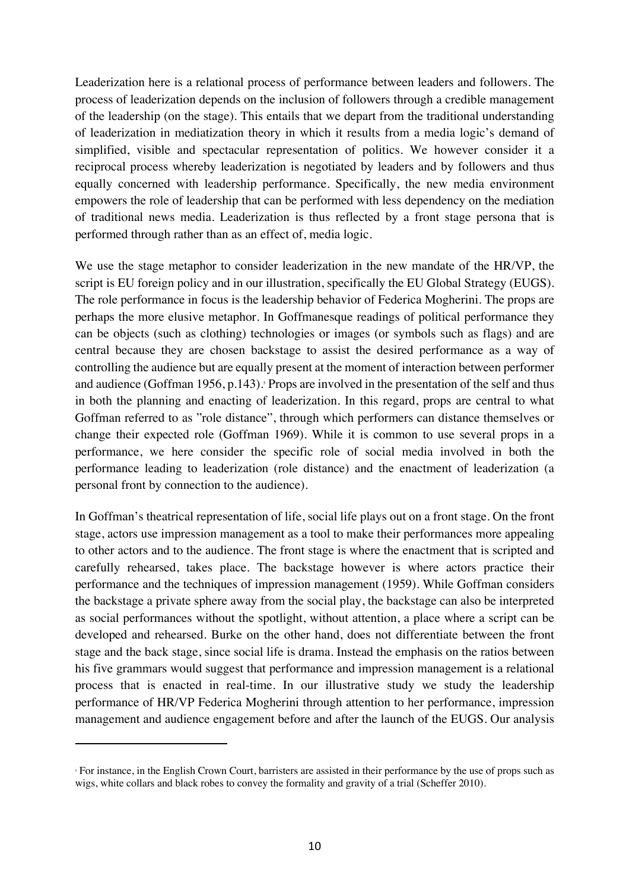Leaderization here is a relational process of performance between leaders and followers. The process of leaderization depends on the inclusion of followers through a credible management of the leadership (on the stage). This entails that we depart from the traditional understanding of leaderization in mediatization theory in which it results from a media logic's demand of simplified, visible and spectacular representation of politics. We however consider it a reciprocal process whereby leaderization is negotiated by leaders and by followers and thus equally concerned with leadership performance. Specifically, the new media environment empowers the role of leadership that can be performed with less dependency on the mediation of traditional news media. Leaderization is thus reflected by a front stage persona that is performed through rather than as an effect of, media logic.

We use the stage metaphor to consider leaderization in the new mandate of the HR/VP, the script is EU foreign policy and in our illustration, specifically the EU Global Strategy (EUGS). The role performance in focus is the leadership behavior of Federica Mogherini. The props are perhaps the more elusive metaphor. In Goffmanesque readings of political performance they can be objects (such as clothing) technologies or images (or symbols such as flags) and are central because they are chosen backstage to assist the desired performance as a way of controlling the audience but are equally present at the moment of interaction between performer and audience (Goffman 1956, p.143).[3] Props are involved in the presentation of the self and thus in both the planning and enacting of leaderization. In this regard, props are central to what Goffman referred to as "role distance", through which performers can distance themselves or change their expected role (Goffman 1969). While it is common to use several props in a performance, we here consider the specific role of social media involved in both the performance leading to leaderization (role distance) and the enactment of leaderization (a personal front by connection to the audience).

In Goffman's theatrical representation of life, social life plays out on a front stage. On the front stage, actors use impression management as a tool to make their performances more appealing to other actors and to the audience. The front stage is where the enactment that is scripted and carefully rehearsed, takes place. The backstage however is where actors practice their performance and the techniques of impression management (1959). While Goffman considers the backstage a private sphere away from the social play, the backstage can also be interpreted as social performances without the spotlight, without attention, a place where a script can be developed and rehearsed. Burke on the other hand, does not differentiate between the front stage and the back stage, since social life is drama. Instead the emphasis on the ratios between his five grammars would suggest that performance and impression management is a relational process that is enacted in real-time. In our illustrative study we study the leadership performance of HR/VP Federica Mogherini through attention to her performance, impression management and audience engagement before and after the launch of the EUGS. Our analysis

---

[3] For instance, in the English Crown Court, barristers are assisted in their performance by the use of props such as wigs, white collars and black robes to convey the formality and gravity of a trial (Scheffer 2010).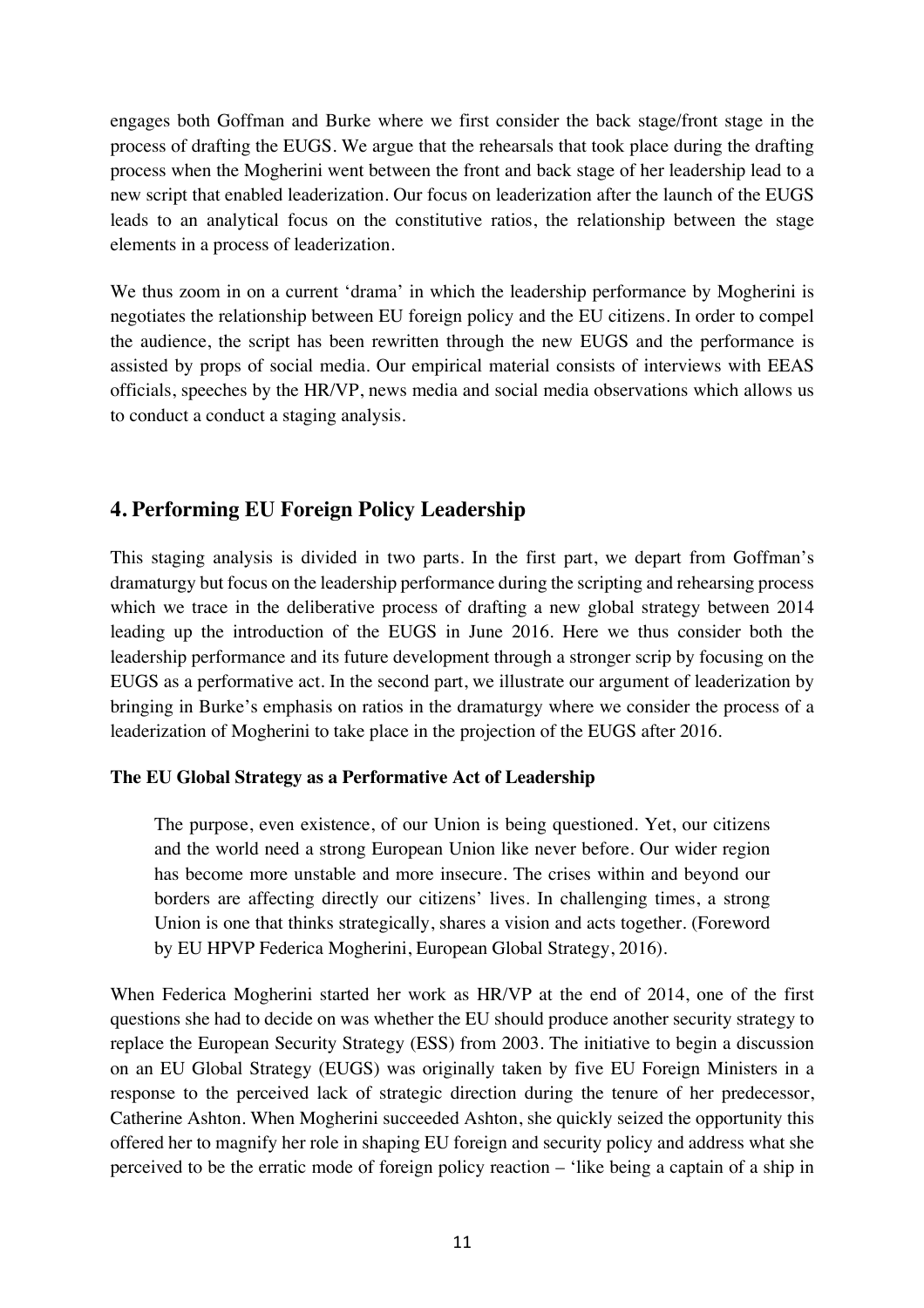engages both Goffman and Burke where we first consider the back stage/front stage in the process of drafting the EUGS. We argue that the rehearsals that took place during the drafting process when the Mogherini went between the front and back stage of her leadership lead to a new script that enabled leaderization. Our focus on leaderization after the launch of the EUGS leads to an analytical focus on the constitutive ratios, the relationship between the stage elements in a process of leaderization.

We thus zoom in on a current 'drama' in which the leadership performance by Mogherini is negotiates the relationship between EU foreign policy and the EU citizens. In order to compel the audience, the script has been rewritten through the new EUGS and the performance is assisted by props of social media. Our empirical material consists of interviews with EEAS officials, speeches by the HR/VP, news media and social media observations which allows us to conduct a conduct a staging analysis.

## 4. Performing EU Foreign Policy Leadership

This staging analysis is divided in two parts. In the first part, we depart from Goffman's dramaturgy but focus on the leadership performance during the scripting and rehearsing process which we trace in the deliberative process of drafting a new global strategy between 2014 leading up the introduction of the EUGS in June 2016. Here we thus consider both the leadership performance and its future development through a stronger scrip by focusing on the EUGS as a performative act. In the second part, we illustrate our argument of leaderization by bringing in Burke's emphasis on ratios in the dramaturgy where we consider the process of a leaderization of Mogherini to take place in the projection of the EUGS after 2016.

### The EU Global Strategy as a Performative Act of Leadership

> The purpose, even existence, of our Union is being questioned. Yet, our citizens and the world need a strong European Union like never before. Our wider region has become more unstable and more insecure. The crises within and beyond our borders are affecting directly our citizens' lives. In challenging times, a strong Union is one that thinks strategically, shares a vision and acts together. (Foreword by EU HPVP Federica Mogherini, European Global Strategy, 2016).

When Federica Mogherini started her work as HR/VP at the end of 2014, one of the first questions she had to decide on was whether the EU should produce another security strategy to replace the European Security Strategy (ESS) from 2003. The initiative to begin a discussion on an EU Global Strategy (EUGS) was originally taken by five EU Foreign Ministers in a response to the perceived lack of strategic direction during the tenure of her predecessor, Catherine Ashton. When Mogherini succeeded Ashton, she quickly seized the opportunity this offered her to magnify her role in shaping EU foreign and security policy and address what she perceived to be the erratic mode of foreign policy reaction – 'like being a captain of a ship in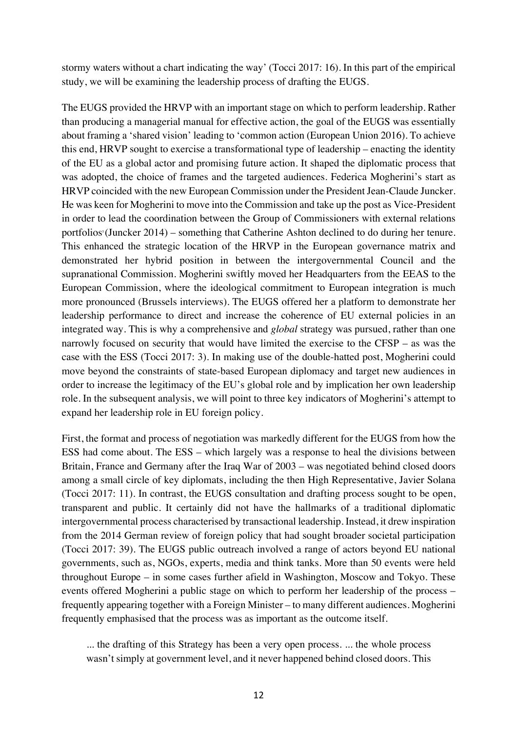stormy waters without a chart indicating the way' (Tocci 2017: 16). In this part of the empirical study, we will be examining the leadership process of drafting the EUGS.

The EUGS provided the HRVP with an important stage on which to perform leadership. Rather than producing a managerial manual for effective action, the goal of the EUGS was essentially about framing a 'shared vision' leading to 'common action (European Union 2016). To achieve this end, HRVP sought to exercise a transformational type of leadership – enacting the identity of the EU as a global actor and promising future action. It shaped the diplomatic process that was adopted, the choice of frames and the targeted audiences. Federica Mogherini's start as HRVP coincided with the new European Commission under the President Jean-Claude Juncker. He was keen for Mogherini to move into the Commission and take up the post as Vice-President in order to lead the coordination between the Group of Commissioners with external relations portfolios[5] (Juncker 2014) – something that Catherine Ashton declined to do during her tenure. This enhanced the strategic location of the HRVP in the European governance matrix and demonstrated her hybrid position in between the intergovernmental Council and the supranational Commission. Mogherini swiftly moved her Headquarters from the EEAS to the European Commission, where the ideological commitment to European integration is much more pronounced (Brussels interviews). The EUGS offered her a platform to demonstrate her leadership performance to direct and increase the coherence of EU external policies in an integrated way. This is why a comprehensive and *global* strategy was pursued, rather than one narrowly focused on security that would have limited the exercise to the CFSP – as was the case with the ESS (Tocci 2017: 3). In making use of the double-hatted post, Mogherini could move beyond the constraints of state-based European diplomacy and target new audiences in order to increase the legitimacy of the EU's global role and by implication her own leadership role. In the subsequent analysis, we will point to three key indicators of Mogherini's attempt to expand her leadership role in EU foreign policy.

First, the format and process of negotiation was markedly different for the EUGS from how the ESS had come about. The ESS – which largely was a response to heal the divisions between Britain, France and Germany after the Iraq War of 2003 – was negotiated behind closed doors among a small circle of key diplomats, including the then High Representative, Javier Solana (Tocci 2017: 11). In contrast, the EUGS consultation and drafting process sought to be open, transparent and public. It certainly did not have the hallmarks of a traditional diplomatic intergovernmental process characterised by transactional leadership. Instead, it drew inspiration from the 2014 German review of foreign policy that had sought broader societal participation (Tocci 2017: 39). The EUGS public outreach involved a range of actors beyond EU national governments, such as, NGOs, experts, media and think tanks. More than 50 events were held throughout Europe – in some cases further afield in Washington, Moscow and Tokyo. These events offered Mogherini a public stage on which to perform her leadership of the process – frequently appearing together with a Foreign Minister – to many different audiences. Mogherini frequently emphasised that the process was as important as the outcome itself.

> ... the drafting of this Strategy has been a very open process. ... the whole process wasn't simply at government level, and it never happened behind closed doors. This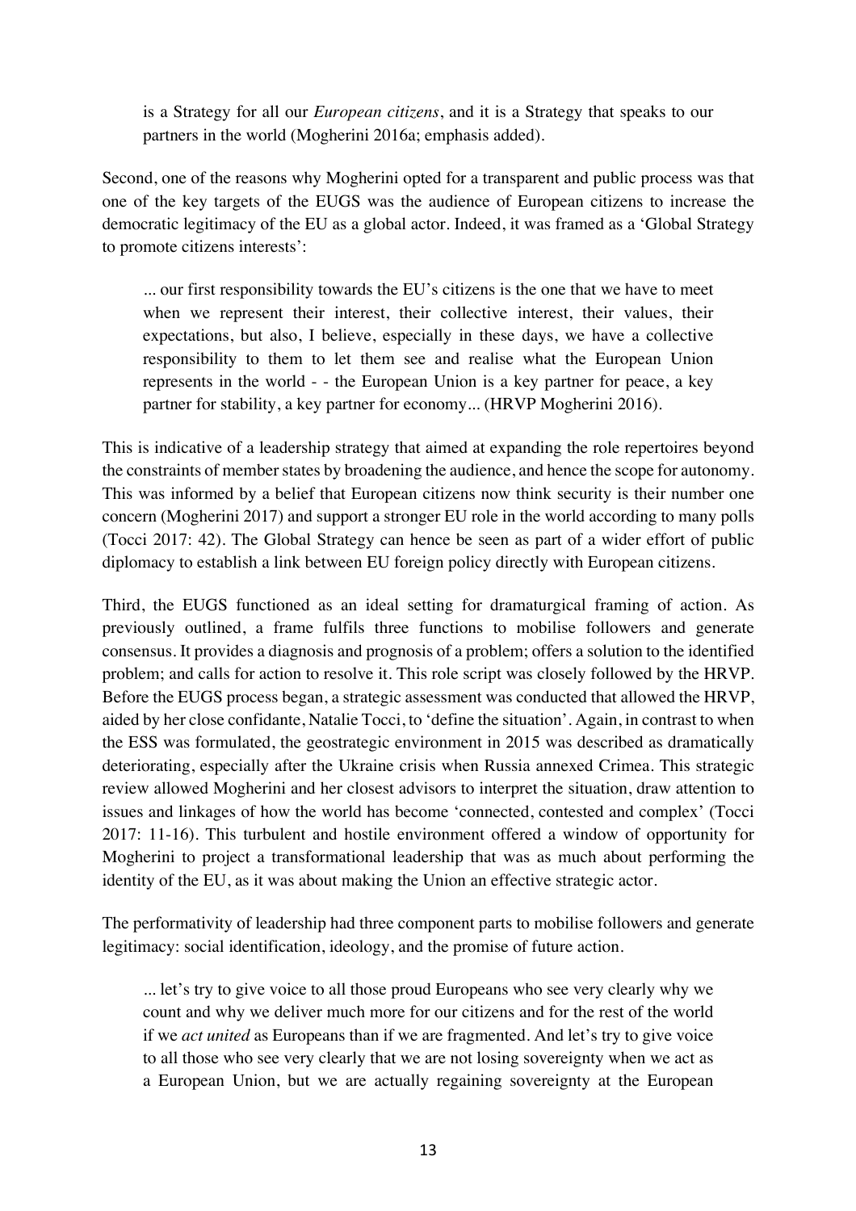is a Strategy for all our *European citizens*, and it is a Strategy that speaks to our partners in the world (Mogherini 2016a; emphasis added).

Second, one of the reasons why Mogherini opted for a transparent and public process was that one of the key targets of the EUGS was the audience of European citizens to increase the democratic legitimacy of the EU as a global actor. Indeed, it was framed as a 'Global Strategy to promote citizens interests':

> ... our first responsibility towards the EU's citizens is the one that we have to meet when we represent their interest, their collective interest, their values, their expectations, but also, I believe, especially in these days, we have a collective responsibility to them to let them see and realise what the European Union represents in the world - - the European Union is a key partner for peace, a key partner for stability, a key partner for economy... (HRVP Mogherini 2016).

This is indicative of a leadership strategy that aimed at expanding the role repertoires beyond the constraints of member states by broadening the audience, and hence the scope for autonomy. This was informed by a belief that European citizens now think security is their number one concern (Mogherini 2017) and support a stronger EU role in the world according to many polls (Tocci 2017: 42). The Global Strategy can hence be seen as part of a wider effort of public diplomacy to establish a link between EU foreign policy directly with European citizens.

Third, the EUGS functioned as an ideal setting for dramaturgical framing of action. As previously outlined, a frame fulfils three functions to mobilise followers and generate consensus. It provides a diagnosis and prognosis of a problem; offers a solution to the identified problem; and calls for action to resolve it. This role script was closely followed by the HRVP. Before the EUGS process began, a strategic assessment was conducted that allowed the HRVP, aided by her close confidante, Natalie Tocci, to 'define the situation'. Again, in contrast to when the ESS was formulated, the geostrategic environment in 2015 was described as dramatically deteriorating, especially after the Ukraine crisis when Russia annexed Crimea. This strategic review allowed Mogherini and her closest advisors to interpret the situation, draw attention to issues and linkages of how the world has become 'connected, contested and complex' (Tocci 2017: 11-16). This turbulent and hostile environment offered a window of opportunity for Mogherini to project a transformational leadership that was as much about performing the identity of the EU, as it was about making the Union an effective strategic actor.

The performativity of leadership had three component parts to mobilise followers and generate legitimacy: social identification, ideology, and the promise of future action.

> ... let's try to give voice to all those proud Europeans who see very clearly why we count and why we deliver much more for our citizens and for the rest of the world if we *act united* as Europeans than if we are fragmented. And let's try to give voice to all those who see very clearly that we are not losing sovereignty when we act as a European Union, but we are actually regaining sovereignty at the European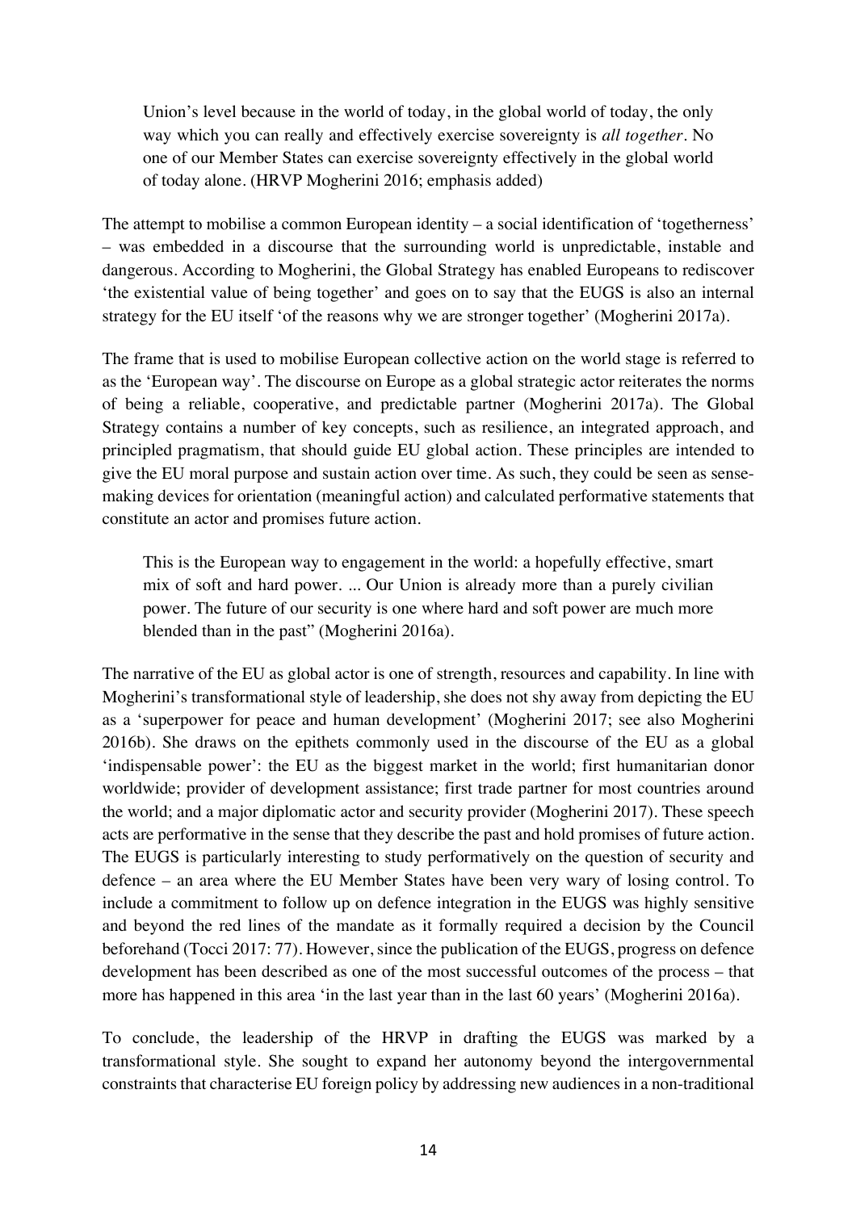> Union's level because in the world of today, in the global world of today, the only way which you can really and effectively exercise sovereignty is *all together*. No one of our Member States can exercise sovereignty effectively in the global world of today alone. (HRVP Mogherini 2016; emphasis added)

The attempt to mobilise a common European identity – a social identification of 'togetherness' – was embedded in a discourse that the surrounding world is unpredictable, instable and dangerous. According to Mogherini, the Global Strategy has enabled Europeans to rediscover 'the existential value of being together' and goes on to say that the EUGS is also an internal strategy for the EU itself 'of the reasons why we are stronger together' (Mogherini 2017a).

The frame that is used to mobilise European collective action on the world stage is referred to as the 'European way'. The discourse on Europe as a global strategic actor reiterates the norms of being a reliable, cooperative, and predictable partner (Mogherini 2017a). The Global Strategy contains a number of key concepts, such as resilience, an integrated approach, and principled pragmatism, that should guide EU global action. These principles are intended to give the EU moral purpose and sustain action over time. As such, they could be seen as sense-making devices for orientation (meaningful action) and calculated performative statements that constitute an actor and promises future action.

> This is the European way to engagement in the world: a hopefully effective, smart mix of soft and hard power. ... Our Union is already more than a purely civilian power. The future of our security is one where hard and soft power are much more blended than in the past" (Mogherini 2016a).

The narrative of the EU as global actor is one of strength, resources and capability. In line with Mogherini's transformational style of leadership, she does not shy away from depicting the EU as a 'superpower for peace and human development' (Mogherini 2017; see also Mogherini 2016b). She draws on the epithets commonly used in the discourse of the EU as a global 'indispensable power': the EU as the biggest market in the world; first humanitarian donor worldwide; provider of development assistance; first trade partner for most countries around the world; and a major diplomatic actor and security provider (Mogherini 2017). These speech acts are performative in the sense that they describe the past and hold promises of future action. The EUGS is particularly interesting to study performatively on the question of security and defence – an area where the EU Member States have been very wary of losing control. To include a commitment to follow up on defence integration in the EUGS was highly sensitive and beyond the red lines of the mandate as it formally required a decision by the Council beforehand (Tocci 2017: 77). However, since the publication of the EUGS, progress on defence development has been described as one of the most successful outcomes of the process – that more has happened in this area 'in the last year than in the last 60 years' (Mogherini 2016a).

To conclude, the leadership of the HRVP in drafting the EUGS was marked by a transformational style. She sought to expand her autonomy beyond the intergovernmental constraints that characterise EU foreign policy by addressing new audiences in a non-traditional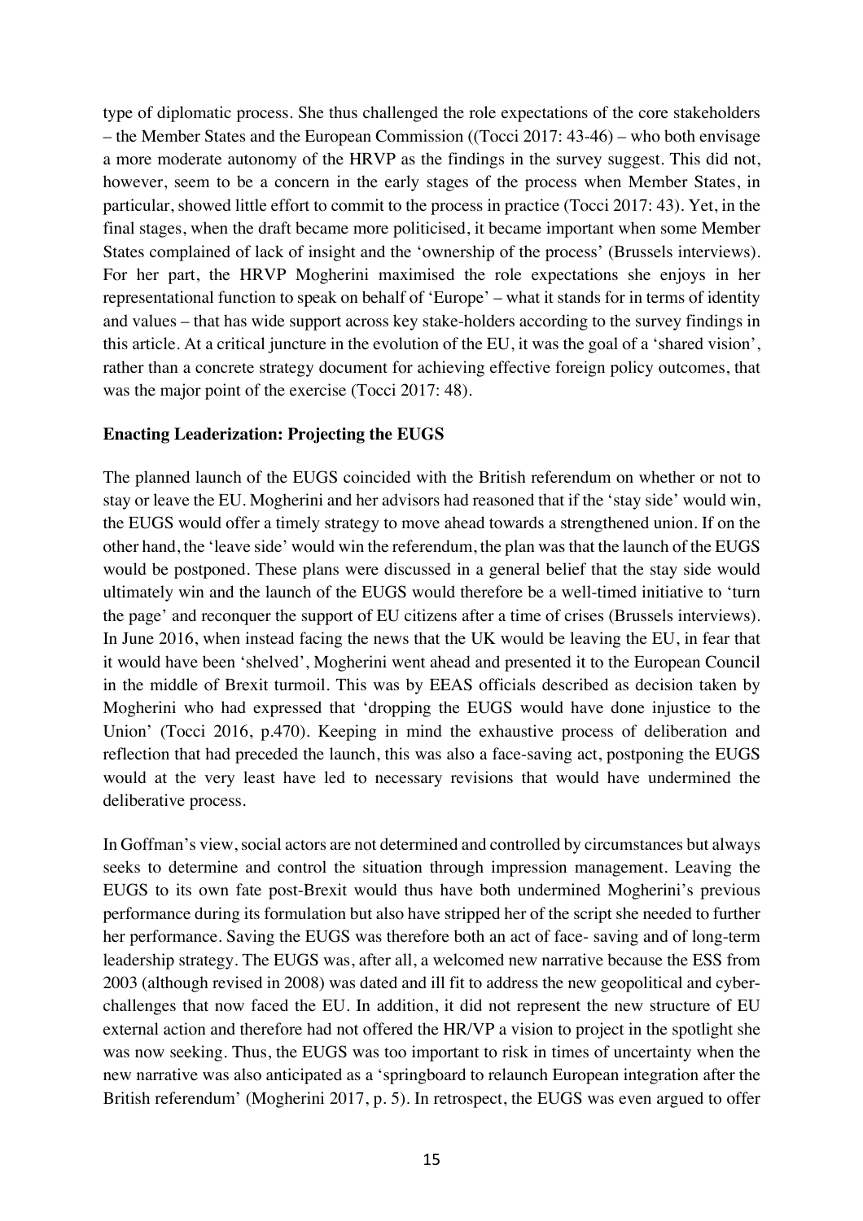type of diplomatic process. She thus challenged the role expectations of the core stakeholders – the Member States and the European Commission ((Tocci 2017: 43-46) – who both envisage a more moderate autonomy of the HRVP as the findings in the survey suggest. This did not, however, seem to be a concern in the early stages of the process when Member States, in particular, showed little effort to commit to the process in practice (Tocci 2017: 43). Yet, in the final stages, when the draft became more politicised, it became important when some Member States complained of lack of insight and the 'ownership of the process' (Brussels interviews). For her part, the HRVP Mogherini maximised the role expectations she enjoys in her representational function to speak on behalf of 'Europe' – what it stands for in terms of identity and values – that has wide support across key stake-holders according to the survey findings in this article. At a critical juncture in the evolution of the EU, it was the goal of a 'shared vision', rather than a concrete strategy document for achieving effective foreign policy outcomes, that was the major point of the exercise (Tocci 2017: 48).

**Enacting Leaderization: Projecting the EUGS**

The planned launch of the EUGS coincided with the British referendum on whether or not to stay or leave the EU. Mogherini and her advisors had reasoned that if the 'stay side' would win, the EUGS would offer a timely strategy to move ahead towards a strengthened union. If on the other hand, the 'leave side' would win the referendum, the plan was that the launch of the EUGS would be postponed. These plans were discussed in a general belief that the stay side would ultimately win and the launch of the EUGS would therefore be a well-timed initiative to 'turn the page' and reconquer the support of EU citizens after a time of crises (Brussels interviews). In June 2016, when instead facing the news that the UK would be leaving the EU, in fear that it would have been 'shelved', Mogherini went ahead and presented it to the European Council in the middle of Brexit turmoil. This was by EEAS officials described as decision taken by Mogherini who had expressed that 'dropping the EUGS would have done injustice to the Union' (Tocci 2016, p.470). Keeping in mind the exhaustive process of deliberation and reflection that had preceded the launch, this was also a face-saving act, postponing the EUGS would at the very least have led to necessary revisions that would have undermined the deliberative process.

In Goffman's view, social actors are not determined and controlled by circumstances but always seeks to determine and control the situation through impression management. Leaving the EUGS to its own fate post-Brexit would thus have both undermined Mogherini's previous performance during its formulation but also have stripped her of the script she needed to further her performance. Saving the EUGS was therefore both an act of face- saving and of long-term leadership strategy. The EUGS was, after all, a welcomed new narrative because the ESS from 2003 (although revised in 2008) was dated and ill fit to address the new geopolitical and cyber-challenges that now faced the EU. In addition, it did not represent the new structure of EU external action and therefore had not offered the HR/VP a vision to project in the spotlight she was now seeking. Thus, the EUGS was too important to risk in times of uncertainty when the new narrative was also anticipated as a 'springboard to relaunch European integration after the British referendum' (Mogherini 2017, p. 5). In retrospect, the EUGS was even argued to offer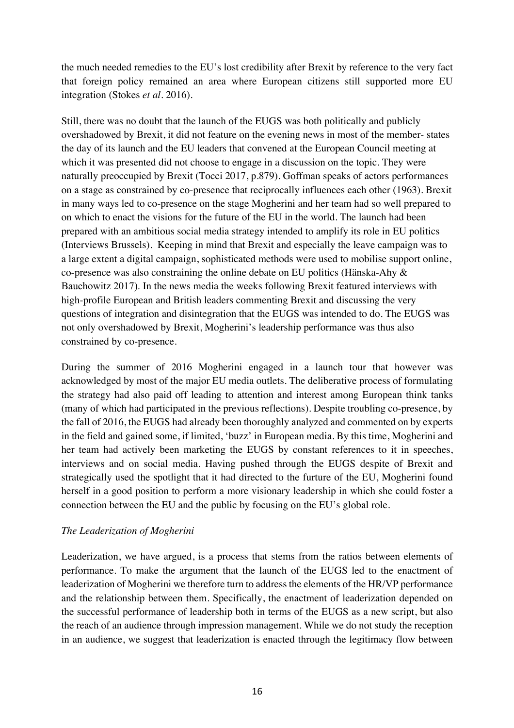the much needed remedies to the EU's lost credibility after Brexit by reference to the very fact that foreign policy remained an area where European citizens still supported more EU integration (Stokes *et al*. 2016).

Still, there was no doubt that the launch of the EUGS was both politically and publicly overshadowed by Brexit, it did not feature on the evening news in most of the member- states the day of its launch and the EU leaders that convened at the European Council meeting at which it was presented did not choose to engage in a discussion on the topic. They were naturally preoccupied by Brexit (Tocci 2017, p.879). Goffman speaks of actors performances on a stage as constrained by co-presence that reciprocally influences each other (1963). Brexit in many ways led to co-presence on the stage Mogherini and her team had so well prepared to on which to enact the visions for the future of the EU in the world. The launch had been prepared with an ambitious social media strategy intended to amplify its role in EU politics (Interviews Brussels). Keeping in mind that Brexit and especially the leave campaign was to a large extent a digital campaign, sophisticated methods were used to mobilise support online, co-presence was also constraining the online debate on EU politics (Hänska-Ahy & Bauchowitz 2017). In the news media the weeks following Brexit featured interviews with high-profile European and British leaders commenting Brexit and discussing the very questions of integration and disintegration that the EUGS was intended to do. The EUGS was not only overshadowed by Brexit, Mogherini's leadership performance was thus also constrained by co-presence.

During the summer of 2016 Mogherini engaged in a launch tour that however was acknowledged by most of the major EU media outlets. The deliberative process of formulating the strategy had also paid off leading to attention and interest among European think tanks (many of which had participated in the previous reflections). Despite troubling co-presence, by the fall of 2016, the EUGS had already been thoroughly analyzed and commented on by experts in the field and gained some, if limited, 'buzz' in European media. By this time, Mogherini and her team had actively been marketing the EUGS by constant references to it in speeches, interviews and on social media. Having pushed through the EUGS despite of Brexit and strategically used the spotlight that it had directed to the furture of the EU, Mogherini found herself in a good position to perform a more visionary leadership in which she could foster a connection between the EU and the public by focusing on the EU's global role.

*The Leaderization of Mogherini*

Leaderization, we have argued, is a process that stems from the ratios between elements of performance. To make the argument that the launch of the EUGS led to the enactment of leaderization of Mogherini we therefore turn to address the elements of the HR/VP performance and the relationship between them. Specifically, the enactment of leaderization depended on the successful performance of leadership both in terms of the EUGS as a new script, but also the reach of an audience through impression management. While we do not study the reception in an audience, we suggest that leaderization is enacted through the legitimacy flow between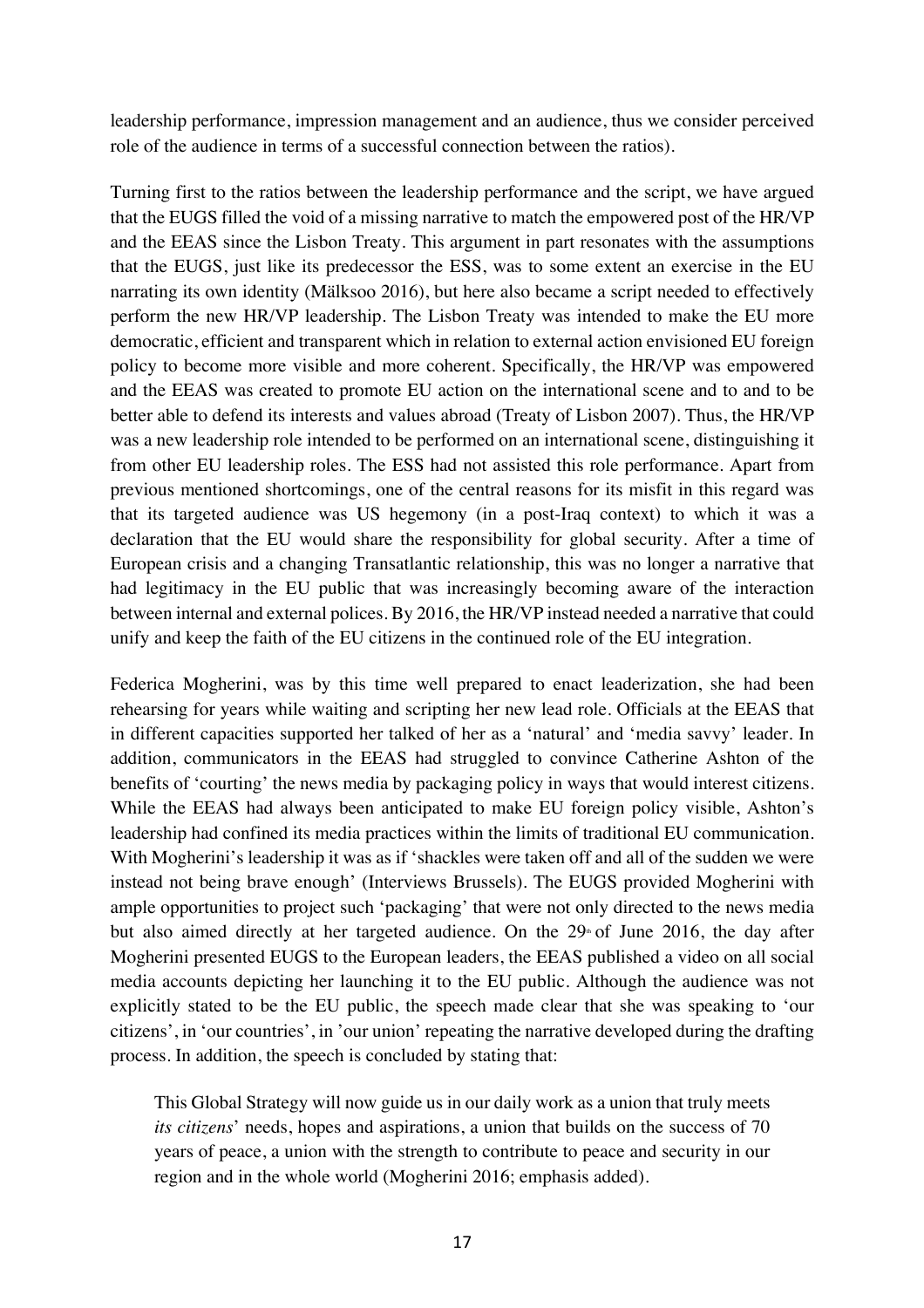leadership performance, impression management and an audience, thus we consider perceived role of the audience in terms of a successful connection between the ratios).

Turning first to the ratios between the leadership performance and the script, we have argued that the EUGS filled the void of a missing narrative to match the empowered post of the HR/VP and the EEAS since the Lisbon Treaty. This argument in part resonates with the assumptions that the EUGS, just like its predecessor the ESS, was to some extent an exercise in the EU narrating its own identity (Mälksoo 2016), but here also became a script needed to effectively perform the new HR/VP leadership. The Lisbon Treaty was intended to make the EU more democratic, efficient and transparent which in relation to external action envisioned EU foreign policy to become more visible and more coherent. Specifically, the HR/VP was empowered and the EEAS was created to promote EU action on the international scene and to and to be better able to defend its interests and values abroad (Treaty of Lisbon 2007). Thus, the HR/VP was a new leadership role intended to be performed on an international scene, distinguishing it from other EU leadership roles. The ESS had not assisted this role performance. Apart from previous mentioned shortcomings, one of the central reasons for its misfit in this regard was that its targeted audience was US hegemony (in a post-Iraq context) to which it was a declaration that the EU would share the responsibility for global security. After a time of European crisis and a changing Transatlantic relationship, this was no longer a narrative that had legitimacy in the EU public that was increasingly becoming aware of the interaction between internal and external polices. By 2016, the HR/VP instead needed a narrative that could unify and keep the faith of the EU citizens in the continued role of the EU integration.

Federica Mogherini, was by this time well prepared to enact leaderization, she had been rehearsing for years while waiting and scripting her new lead role. Officials at the EEAS that in different capacities supported her talked of her as a 'natural' and 'media savvy' leader. In addition, communicators in the EEAS had struggled to convince Catherine Ashton of the benefits of 'courting' the news media by packaging policy in ways that would interest citizens. While the EEAS had always been anticipated to make EU foreign policy visible, Ashton's leadership had confined its media practices within the limits of traditional EU communication. With Mogherini's leadership it was as if 'shackles were taken off and all of the sudden we were instead not being brave enough' (Interviews Brussels). The EUGS provided Mogherini with ample opportunities to project such 'packaging' that were not only directed to the news media but also aimed directly at her targeted audience. On the 29th of June 2016, the day after Mogherini presented EUGS to the European leaders, the EEAS published a video on all social media accounts depicting her launching it to the EU public. Although the audience was not explicitly stated to be the EU public, the speech made clear that she was speaking to 'our citizens', in 'our countries', in 'our union' repeating the narrative developed during the drafting process. In addition, the speech is concluded by stating that:

> This Global Strategy will now guide us in our daily work as a union that truly meets *its citizens*' needs, hopes and aspirations, a union that builds on the success of 70 years of peace, a union with the strength to contribute to peace and security in our region and in the whole world (Mogherini 2016; emphasis added).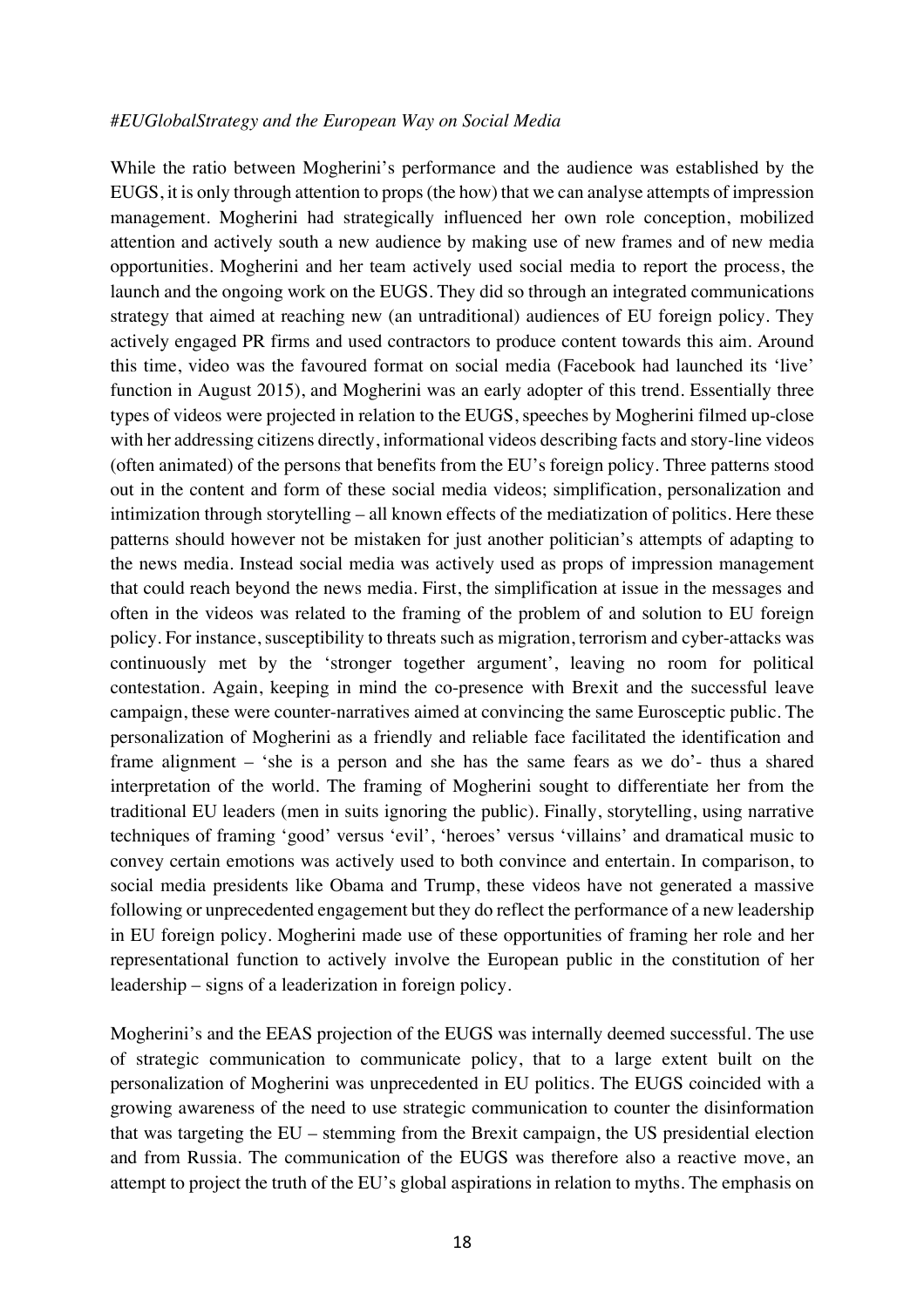*#EUGlobalStrategy and the European Way on Social Media*

While the ratio between Mogherini's performance and the audience was established by the EUGS, it is only through attention to props (the how) that we can analyse attempts of impression management. Mogherini had strategically influenced her own role conception, mobilized attention and actively south a new audience by making use of new frames and of new media opportunities. Mogherini and her team actively used social media to report the process, the launch and the ongoing work on the EUGS. They did so through an integrated communications strategy that aimed at reaching new (an untraditional) audiences of EU foreign policy. They actively engaged PR firms and used contractors to produce content towards this aim. Around this time, video was the favoured format on social media (Facebook had launched its 'live' function in August 2015), and Mogherini was an early adopter of this trend. Essentially three types of videos were projected in relation to the EUGS, speeches by Mogherini filmed up-close with her addressing citizens directly, informational videos describing facts and story-line videos (often animated) of the persons that benefits from the EU's foreign policy. Three patterns stood out in the content and form of these social media videos; simplification, personalization and intimization through storytelling – all known effects of the mediatization of politics. Here these patterns should however not be mistaken for just another politician's attempts of adapting to the news media. Instead social media was actively used as props of impression management that could reach beyond the news media. First, the simplification at issue in the messages and often in the videos was related to the framing of the problem of and solution to EU foreign policy. For instance, susceptibility to threats such as migration, terrorism and cyber-attacks was continuously met by the 'stronger together argument', leaving no room for political contestation. Again, keeping in mind the co-presence with Brexit and the successful leave campaign, these were counter-narratives aimed at convincing the same Eurosceptic public. The personalization of Mogherini as a friendly and reliable face facilitated the identification and frame alignment – 'she is a person and she has the same fears as we do'- thus a shared interpretation of the world. The framing of Mogherini sought to differentiate her from the traditional EU leaders (men in suits ignoring the public). Finally, storytelling, using narrative techniques of framing 'good' versus 'evil', 'heroes' versus 'villains' and dramatical music to convey certain emotions was actively used to both convince and entertain. In comparison, to social media presidents like Obama and Trump, these videos have not generated a massive following or unprecedented engagement but they do reflect the performance of a new leadership in EU foreign policy. Mogherini made use of these opportunities of framing her role and her representational function to actively involve the European public in the constitution of her leadership – signs of a leaderization in foreign policy.

Mogherini's and the EEAS projection of the EUGS was internally deemed successful. The use of strategic communication to communicate policy, that to a large extent built on the personalization of Mogherini was unprecedented in EU politics. The EUGS coincided with a growing awareness of the need to use strategic communication to counter the disinformation that was targeting the EU – stemming from the Brexit campaign, the US presidential election and from Russia. The communication of the EUGS was therefore also a reactive move, an attempt to project the truth of the EU's global aspirations in relation to myths. The emphasis on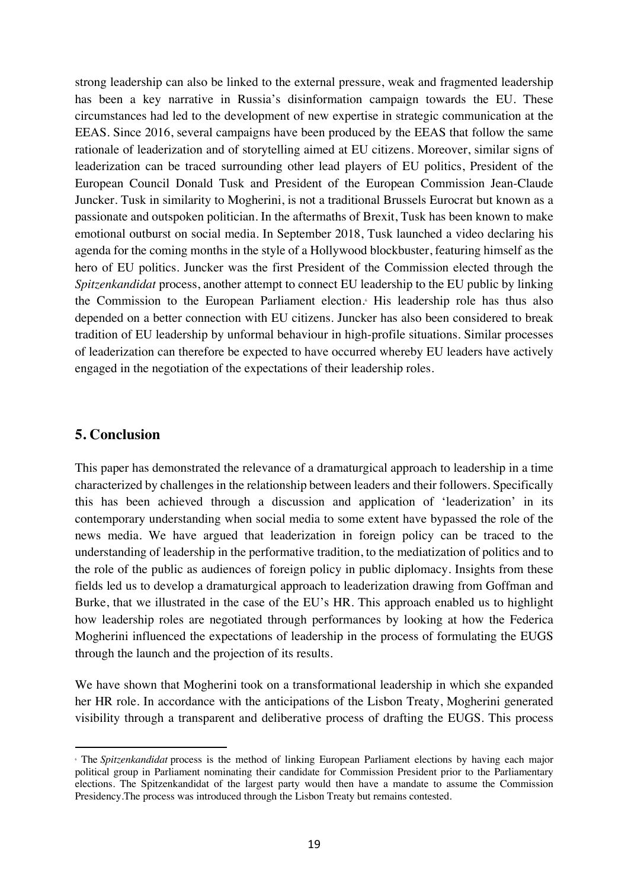strong leadership can also be linked to the external pressure, weak and fragmented leadership has been a key narrative in Russia's disinformation campaign towards the EU. These circumstances had led to the development of new expertise in strategic communication at the EEAS. Since 2016, several campaigns have been produced by the EEAS that follow the same rationale of leaderization and of storytelling aimed at EU citizens. Moreover, similar signs of leaderization can be traced surrounding other lead players of EU politics, President of the European Council Donald Tusk and President of the European Commission Jean-Claude Juncker. Tusk in similarity to Mogherini, is not a traditional Brussels Eurocrat but known as a passionate and outspoken politician. In the aftermaths of Brexit, Tusk has been known to make emotional outburst on social media. In September 2018, Tusk launched a video declaring his agenda for the coming months in the style of a Hollywood blockbuster, featuring himself as the hero of EU politics. Juncker was the first President of the Commission elected through the *Spitzenkandidat* process, another attempt to connect EU leadership to the EU public by linking the Commission to the European Parliament election.[6] His leadership role has thus also depended on a better connection with EU citizens. Juncker has also been considered to break tradition of EU leadership by unformal behaviour in high-profile situations. Similar processes of leaderization can therefore be expected to have occurred whereby EU leaders have actively engaged in the negotiation of the expectations of their leadership roles.

## 5. Conclusion

This paper has demonstrated the relevance of a dramaturgical approach to leadership in a time characterized by challenges in the relationship between leaders and their followers. Specifically this has been achieved through a discussion and application of 'leaderization' in its contemporary understanding when social media to some extent have bypassed the role of the news media. We have argued that leaderization in foreign policy can be traced to the understanding of leadership in the performative tradition, to the mediatization of politics and to the role of the public as audiences of foreign policy in public diplomacy. Insights from these fields led us to develop a dramaturgical approach to leaderization drawing from Goffman and Burke, that we illustrated in the case of the EU's HR. This approach enabled us to highlight how leadership roles are negotiated through performances by looking at how the Federica Mogherini influenced the expectations of leadership in the process of formulating the EUGS through the launch and the projection of its results.

We have shown that Mogherini took on a transformational leadership in which she expanded her HR role. In accordance with the anticipations of the Lisbon Treaty, Mogherini generated visibility through a transparent and deliberative process of drafting the EUGS. This process

---

[6] The *Spitzenkandidat* process is the method of linking European Parliament elections by having each major political group in Parliament nominating their candidate for Commission President prior to the Parliamentary elections. The Spitzenkandidat of the largest party would then have a mandate to assume the Commission Presidency.The process was introduced through the Lisbon Treaty but remains contested.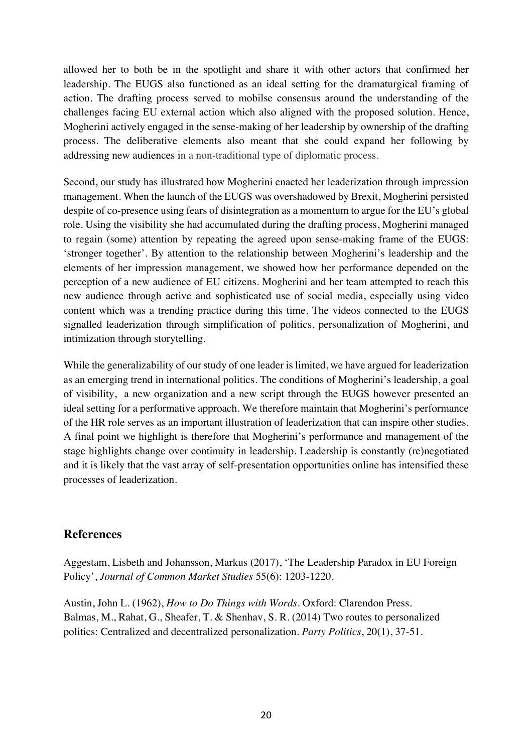allowed her to both be in the spotlight and share it with other actors that confirmed her leadership. The EUGS also functioned as an ideal setting for the dramaturgical framing of action. The drafting process served to mobilse consensus around the understanding of the challenges facing EU external action which also aligned with the proposed solution. Hence, Mogherini actively engaged in the sense-making of her leadership by ownership of the drafting process. The deliberative elements also meant that she could expand her following by addressing new audiences in a non-traditional type of diplomatic process.

Second, our study has illustrated how Mogherini enacted her leaderization through impression management. When the launch of the EUGS was overshadowed by Brexit, Mogherini persisted despite of co-presence using fears of disintegration as a momentum to argue for the EU's global role. Using the visibility she had accumulated during the drafting process, Mogherini managed to regain (some) attention by repeating the agreed upon sense-making frame of the EUGS: 'stronger together'. By attention to the relationship between Mogherini's leadership and the elements of her impression management, we showed how her performance depended on the perception of a new audience of EU citizens. Mogherini and her team attempted to reach this new audience through active and sophisticated use of social media, especially using video content which was a trending practice during this time. The videos connected to the EUGS signalled leaderization through simplification of politics, personalization of Mogherini, and intimization through storytelling.

While the generalizability of our study of one leader is limited, we have argued for leaderization as an emerging trend in international politics. The conditions of Mogherini's leadership, a goal of visibility, a new organization and a new script through the EUGS however presented an ideal setting for a performative approach. We therefore maintain that Mogherini's performance of the HR role serves as an important illustration of leaderization that can inspire other studies. A final point we highlight is therefore that Mogherini's performance and management of the stage highlights change over continuity in leadership. Leadership is constantly (re)negotiated and it is likely that the vast array of self-presentation opportunities online has intensified these processes of leaderization.

## References

Aggestam, Lisbeth and Johansson, Markus (2017), 'The Leadership Paradox in EU Foreign Policy', *Journal of Common Market Studies* 55(6): 1203-1220.

Austin, John L. (1962), *How to Do Things with Words*. Oxford: Clarendon Press.

Balmas, M., Rahat, G., Sheafer, T. & Shenhav, S. R. (2014) Two routes to personalized politics: Centralized and decentralized personalization. *Party Politics*, 20(1), 37-51.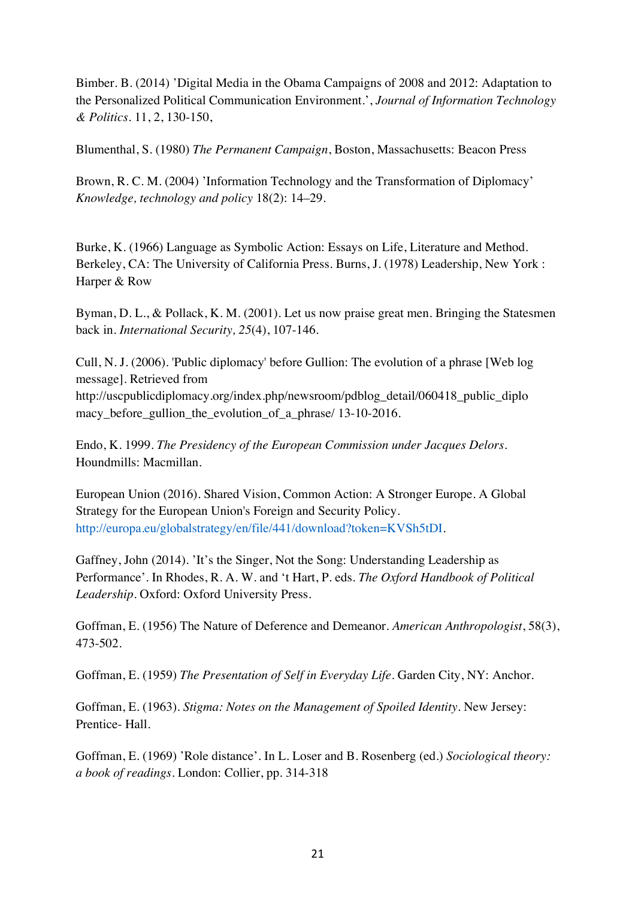Bimber. B. (2014) 'Digital Media in the Obama Campaigns of 2008 and 2012: Adaptation to the Personalized Political Communication Environment.', *Journal of Information Technology & Politics*. 11, 2, 130-150,

Blumenthal, S. (1980) *The Permanent Campaign*, Boston, Massachusetts: Beacon Press

Brown, R. C. M. (2004) 'Information Technology and the Transformation of Diplomacy' *Knowledge, technology and policy* 18(2): 14–29.

Burke, K. (1966) Language as Symbolic Action: Essays on Life, Literature and Method. Berkeley, CA: The University of California Press. Burns, J. (1978) Leadership, New York : Harper & Row

Byman, D. L., & Pollack, K. M. (2001). Let us now praise great men. Bringing the Statesmen back in. *International Security, 25*(4), 107-146.

Cull, N. J. (2006). 'Public diplomacy' before Gullion: The evolution of a phrase [Web log message]. Retrieved from http://uscpublicdiplomacy.org/index.php/newsroom/pdblog_detail/060418_public_diplomacy_before_gullion_the_evolution_of_a_phrase/ 13-10-2016.

Endo, K. 1999. *The Presidency of the European Commission under Jacques Delors*. Houndmills: Macmillan.

European Union (2016). Shared Vision, Common Action: A Stronger Europe. A Global Strategy for the European Union's Foreign and Security Policy. http://europa.eu/globalstrategy/en/file/441/download?token=KVSh5tDI.

Gaffney, John (2014). 'It's the Singer, Not the Song: Understanding Leadership as Performance'. In Rhodes, R. A. W. and 't Hart, P. eds. *The Oxford Handbook of Political Leadership*. Oxford: Oxford University Press.

Goffman, E. (1956) The Nature of Deference and Demeanor. *American Anthropologist*, 58(3), 473-502.

Goffman, E. (1959) *The Presentation of Self in Everyday Life*. Garden City, NY: Anchor.

Goffman, E. (1963). *Stigma: Notes on the Management of Spoiled Identity*. New Jersey: Prentice- Hall.

Goffman, E. (1969) 'Role distance'. In L. Loser and B. Rosenberg (ed.) *Sociological theory: a book of readings*. London: Collier, pp. 314-318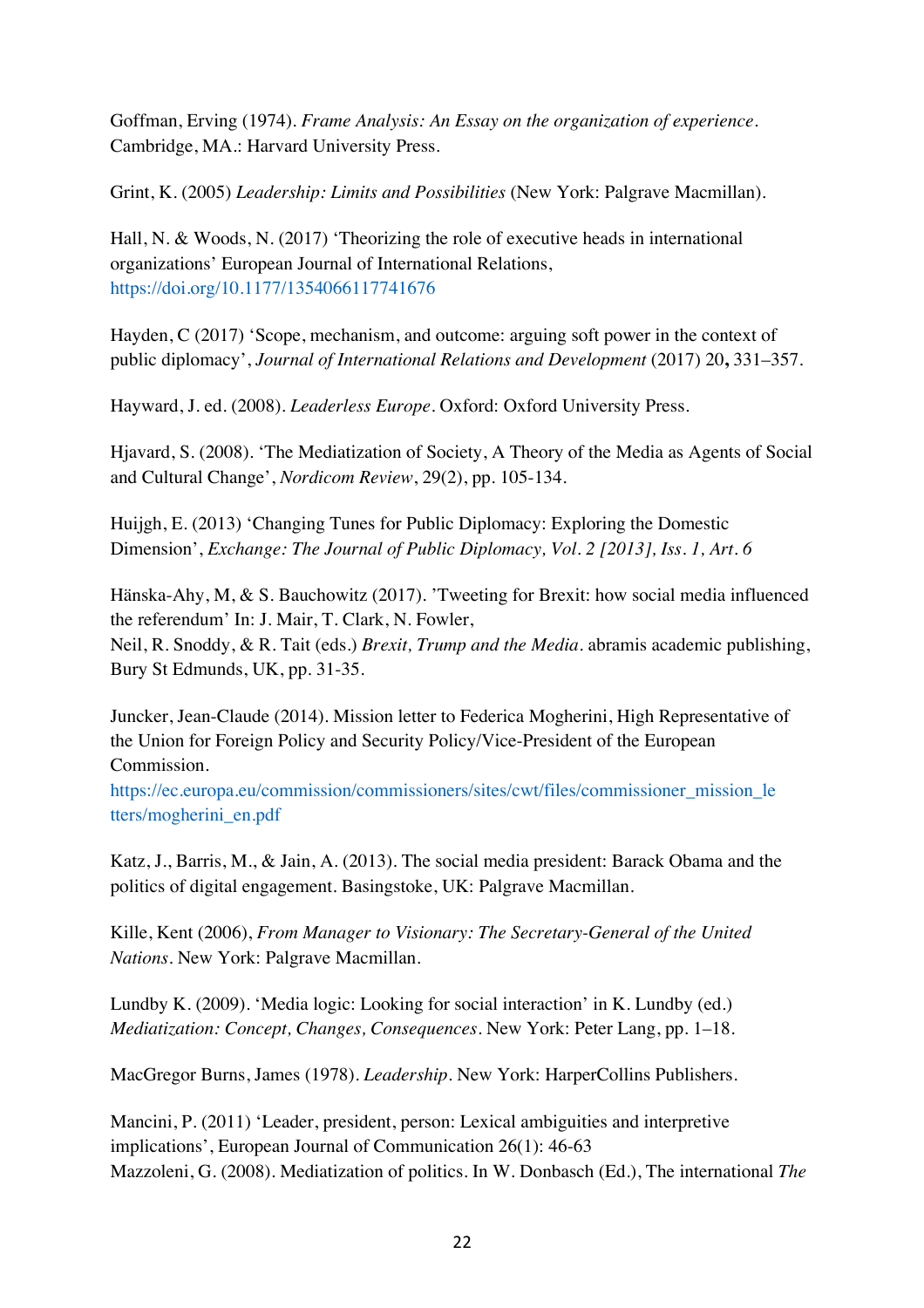Goffman, Erving (1974). *Frame Analysis: An Essay on the organization of experience*. Cambridge, MA.: Harvard University Press.

Grint, K. (2005) *Leadership: Limits and Possibilities* (New York: Palgrave Macmillan).

Hall, N. & Woods, N. (2017) 'Theorizing the role of executive heads in international organizations' European Journal of International Relations, https://doi.org/10.1177/1354066117741676

Hayden, C (2017) 'Scope, mechanism, and outcome: arguing soft power in the context of public diplomacy', *Journal of International Relations and Development* (2017) 20**,** 331–357.

Hayward, J. ed. (2008). *Leaderless Europe*. Oxford: Oxford University Press.

Hjavard, S. (2008). 'The Mediatization of Society, A Theory of the Media as Agents of Social and Cultural Change', *Nordicom Review*, 29(2), pp. 105-134.

Huijgh, E. (2013) 'Changing Tunes for Public Diplomacy: Exploring the Domestic Dimension', *Exchange: The Journal of Public Diplomacy, Vol. 2 [2013], Iss. 1, Art. 6*

Hänska-Ahy, M, & S. Bauchowitz (2017). 'Tweeting for Brexit: how social media influenced the referendum' In: J. Mair, T. Clark, N. Fowler,
Neil, R. Snoddy, & R. Tait (eds.) *Brexit, Trump and the Media*. abramis academic publishing, Bury St Edmunds, UK, pp. 31-35.

Juncker, Jean-Claude (2014). Mission letter to Federica Mogherini, High Representative of the Union for Foreign Policy and Security Policy/Vice-President of the European Commission.
https://ec.europa.eu/commission/commissioners/sites/cwt/files/commissioner_mission_letters/mogherini_en.pdf

Katz, J., Barris, M., & Jain, A. (2013). The social media president: Barack Obama and the politics of digital engagement. Basingstoke, UK: Palgrave Macmillan.

Kille, Kent (2006), *From Manager to Visionary: The Secretary-General of the United Nations*. New York: Palgrave Macmillan.

Lundby K. (2009). 'Media logic: Looking for social interaction' in K. Lundby (ed.) *Mediatization: Concept, Changes, Consequences*. New York: Peter Lang, pp. 1–18.

MacGregor Burns, James (1978). *Leadership*. New York: HarperCollins Publishers.

Mancini, P. (2011) 'Leader, president, person: Lexical ambiguities and interpretive implications', European Journal of Communication 26(1): 46-63
Mazzoleni, G. (2008). Mediatization of politics. In W. Donbasch (Ed.), The international *The*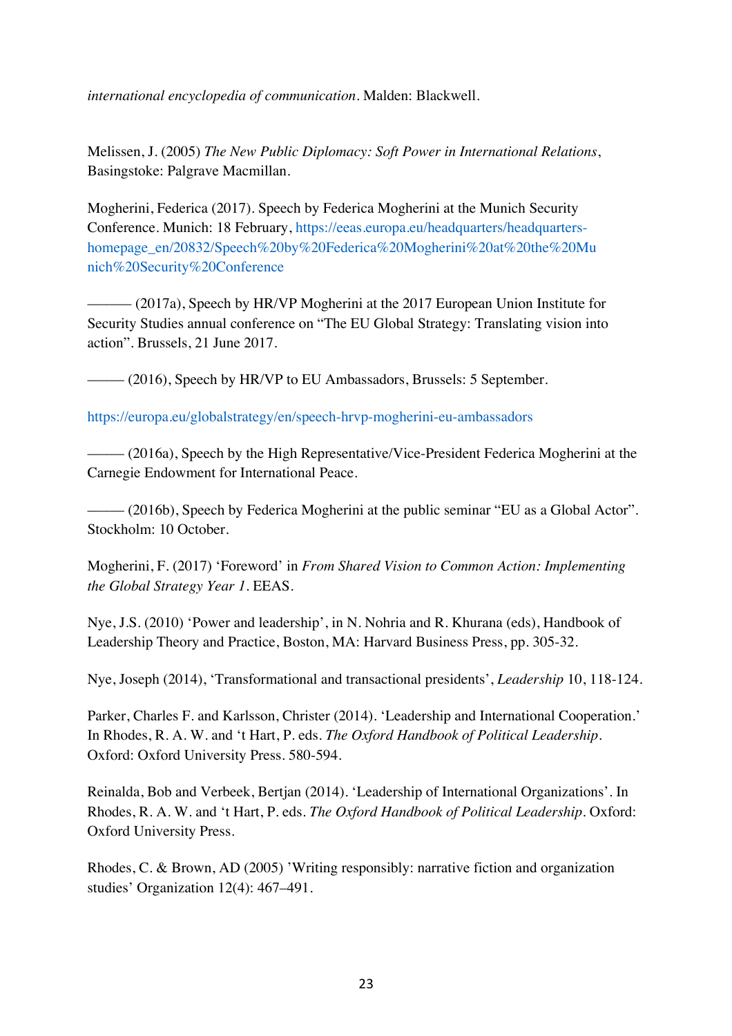*international encyclopedia of communication*. Malden: Blackwell.

Melissen, J. (2005) *The New Public Diplomacy: Soft Power in International Relations*, Basingstoke: Palgrave Macmillan.

Mogherini, Federica (2017). Speech by Federica Mogherini at the Munich Security Conference. Munich: 18 February, https://eeas.europa.eu/headquarters/headquarters-homepage_en/20832/Speech%20by%20Federica%20Mogherini%20at%20the%20Munich%20Security%20Conference

——— (2017a), Speech by HR/VP Mogherini at the 2017 European Union Institute for Security Studies annual conference on "The EU Global Strategy: Translating vision into action". Brussels, 21 June 2017.

——— (2016), Speech by HR/VP to EU Ambassadors, Brussels: 5 September.

https://europa.eu/globalstrategy/en/speech-hrvp-mogherini-eu-ambassadors

——— (2016a), Speech by the High Representative/Vice-President Federica Mogherini at the Carnegie Endowment for International Peace.

——— (2016b), Speech by Federica Mogherini at the public seminar "EU as a Global Actor". Stockholm: 10 October.

Mogherini, F. (2017) 'Foreword' in *From Shared Vision to Common Action: Implementing the Global Strategy Year 1*. EEAS.

Nye, J.S. (2010) 'Power and leadership', in N. Nohria and R. Khurana (eds), Handbook of Leadership Theory and Practice, Boston, MA: Harvard Business Press, pp. 305-32.

Nye, Joseph (2014), 'Transformational and transactional presidents', *Leadership* 10, 118-124.

Parker, Charles F. and Karlsson, Christer (2014). 'Leadership and International Cooperation.' In Rhodes, R. A. W. and 't Hart, P. eds. *The Oxford Handbook of Political Leadership*. Oxford: Oxford University Press. 580-594.

Reinalda, Bob and Verbeek, Bertjan (2014). 'Leadership of International Organizations'. In Rhodes, R. A. W. and 't Hart, P. eds. *The Oxford Handbook of Political Leadership*. Oxford: Oxford University Press.

Rhodes, C. & Brown, AD (2005) 'Writing responsibly: narrative fiction and organization studies' Organization 12(4): 467–491.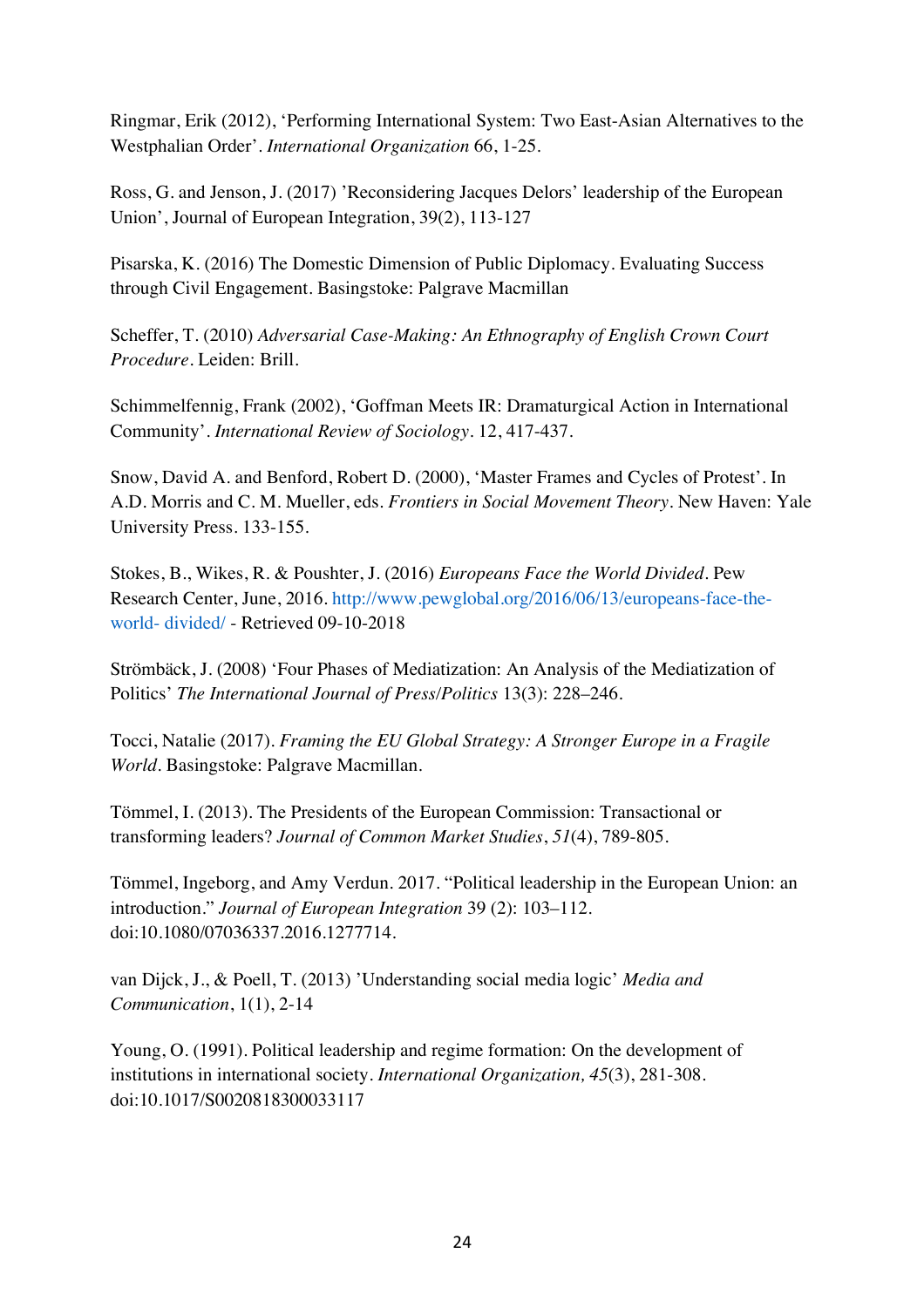Ringmar, Erik (2012), ‘Performing International System: Two East-Asian Alternatives to the Westphalian Order’. *International Organization* 66, 1-25.

Ross, G. and Jenson, J. (2017) ’Reconsidering Jacques Delors’ leadership of the European Union’, Journal of European Integration, 39(2), 113-127

Pisarska, K. (2016) The Domestic Dimension of Public Diplomacy. Evaluating Success through Civil Engagement. Basingstoke: Palgrave Macmillan

Scheffer, T. (2010) *Adversarial Case-Making: An Ethnography of English Crown Court Procedure*. Leiden: Brill.

Schimmelfennig, Frank (2002), ‘Goffman Meets IR: Dramaturgical Action in International Community’. *International Review of Sociology*. 12, 417-437.

Snow, David A. and Benford, Robert D. (2000), ‘Master Frames and Cycles of Protest’. In A.D. Morris and C. M. Mueller, eds. *Frontiers in Social Movement Theory*. New Haven: Yale University Press. 133-155.

Stokes, B., Wikes, R. & Poushter, J. (2016) *Europeans Face the World Divided*. Pew Research Center, June, 2016. http://www.pewglobal.org/2016/06/13/europeans-face-the-world- divided/ - Retrieved 09-10-2018

Strömbäck, J. (2008) ‘Four Phases of Mediatization: An Analysis of the Mediatization of Politics’ *The International Journal of Press/Politics* 13(3): 228–246.

Tocci, Natalie (2017). *Framing the EU Global Strategy: A Stronger Europe in a Fragile World*. Basingstoke: Palgrave Macmillan.

Tömmel, I. (2013). The Presidents of the European Commission: Transactional or transforming leaders? *Journal of Common Market Studies*, *51*(4), 789-805.

Tömmel, Ingeborg, and Amy Verdun. 2017. “Political leadership in the European Union: an introduction.” *Journal of European Integration* 39 (2): 103–112. doi:10.1080/07036337.2016.1277714.

van Dijck, J., & Poell, T. (2013) ’Understanding social media logic’ *Media and Communication*, 1(1), 2-14

Young, O. (1991). Political leadership and regime formation: On the development of institutions in international society. *International Organization, 45*(3), 281-308. doi:10.1017/S0020818300033117